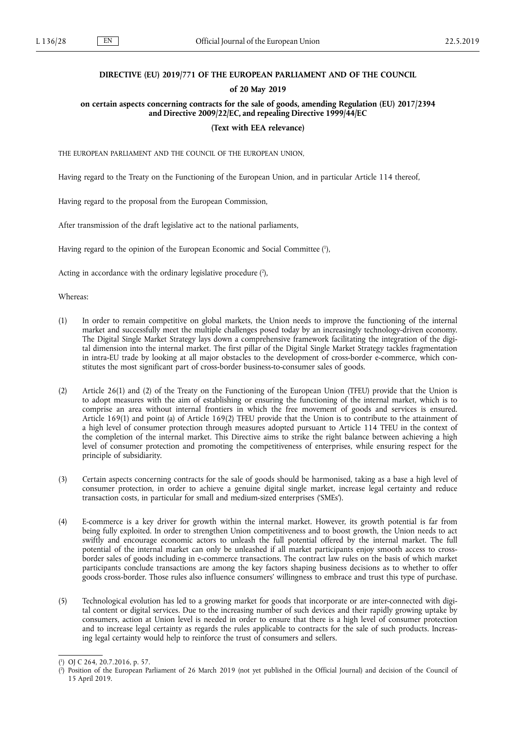# DIRECTIVE (EU) 2019/771 OF THE EUROPEAN PARLIAMENT AND OF THE COUNCIL

**of 20 May 2019**

**on certain aspects concerning contracts for the sale of goods, amending Regulation (EU) 2017/2394 and Directive 2009/22/EC, and repealing Directive 1999/44/EC**

**(Text with EEA relevance)**

THE EUROPEAN PARLIAMENT AND THE COUNCIL OF THE EUROPEAN UNION,

Having regard to the Treaty on the Functioning of the European Union, and in particular Article 114 thereof,

Having regard to the proposal from the European Commission,

After transmission of the draft legislative act to the national parliaments,

Having regard to the opinion of the European Economic and Social Committee [1],

Acting in accordance with the ordinary legislative procedure [2],

Whereas:

(1) In order to remain competitive on global markets, the Union needs to improve the functioning of the internal market and successfully meet the multiple challenges posed today by an increasingly technology-driven economy. The Digital Single Market Strategy lays down a comprehensive framework facilitating the integration of the digital dimension into the internal market. The first pillar of the Digital Single Market Strategy tackles fragmentation in intra-EU trade by looking at all major obstacles to the development of cross-border e-commerce, which constitutes the most significant part of cross-border business-to-consumer sales of goods.

(2) Article 26(1) and (2) of the Treaty on the Functioning of the European Union (TFEU) provide that the Union is to adopt measures with the aim of establishing or ensuring the functioning of the internal market, which is to comprise an area without internal frontiers in which the free movement of goods and services is ensured. Article 169(1) and point (a) of Article 169(2) TFEU provide that the Union is to contribute to the attainment of a high level of consumer protection through measures adopted pursuant to Article 114 TFEU in the context of the completion of the internal market. This Directive aims to strike the right balance between achieving a high level of consumer protection and promoting the competitiveness of enterprises, while ensuring respect for the principle of subsidiarity.

(3) Certain aspects concerning contracts for the sale of goods should be harmonised, taking as a base a high level of consumer protection, in order to achieve a genuine digital single market, increase legal certainty and reduce transaction costs, in particular for small and medium-sized enterprises ('SMEs').

(4) E-commerce is a key driver for growth within the internal market. However, its growth potential is far from being fully exploited. In order to strengthen Union competitiveness and to boost growth, the Union needs to act swiftly and encourage economic actors to unleash the full potential offered by the internal market. The full potential of the internal market can only be unleashed if all market participants enjoy smooth access to cross-border sales of goods including in e-commerce transactions. The contract law rules on the basis of which market participants conclude transactions are among the key factors shaping business decisions as to whether to offer goods cross-border. Those rules also influence consumers' willingness to embrace and trust this type of purchase.

(5) Technological evolution has led to a growing market for goods that incorporate or are inter-connected with digital content or digital services. Due to the increasing number of such devices and their rapidly growing uptake by consumers, action at Union level is needed in order to ensure that there is a high level of consumer protection and to increase legal certainty as regards the rules applicable to contracts for the sale of such products. Increasing legal certainty would help to reinforce the trust of consumers and sellers.

---

[1] OJ C 264, 20.7.2016, p. 57.

[2] Position of the European Parliament of 26 March 2019 (not yet published in the Official Journal) and decision of the Council of 15 April 2019.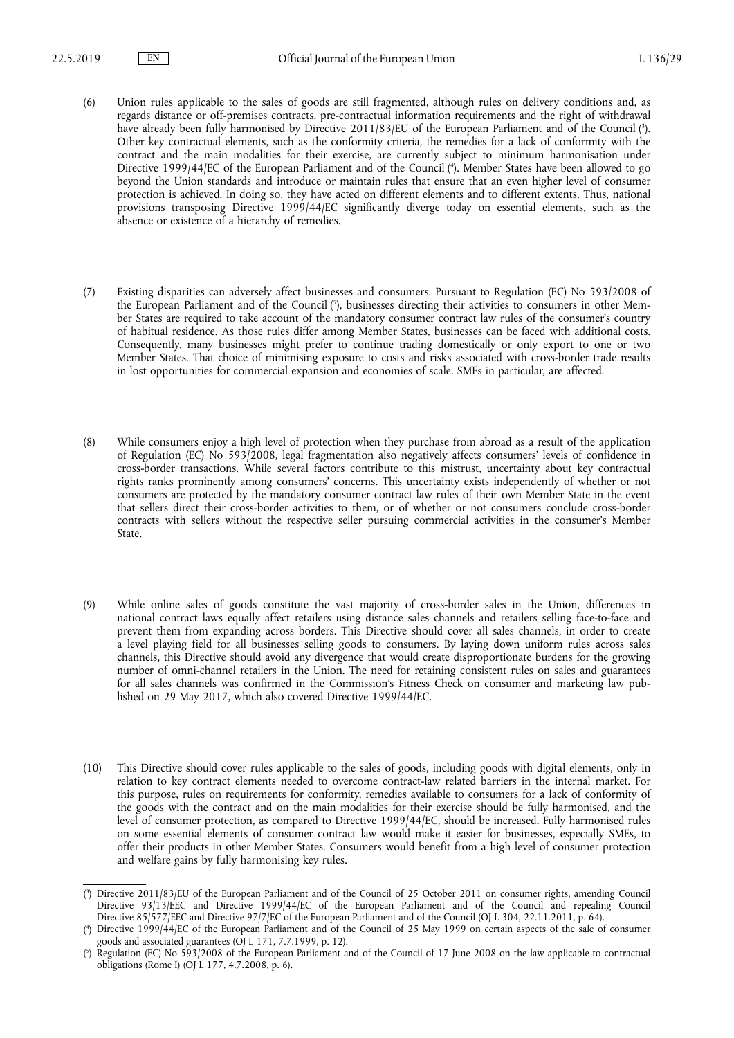(6) Union rules applicable to the sales of goods are still fragmented, although rules on delivery conditions and, as regards distance or off-premises contracts, pre-contractual information requirements and the right of withdrawal have already been fully harmonised by Directive 2011/83/EU of the European Parliament and of the Council [3]. Other key contractual elements, such as the conformity criteria, the remedies for a lack of conformity with the contract and the main modalities for their exercise, are currently subject to minimum harmonisation under Directive 1999/44/EC of the European Parliament and of the Council [4]. Member States have been allowed to go beyond the Union standards and introduce or maintain rules that ensure that an even higher level of consumer protection is achieved. In doing so, they have acted on different elements and to different extents. Thus, national provisions transposing Directive 1999/44/EC significantly diverge today on essential elements, such as the absence or existence of a hierarchy of remedies.

(7) Existing disparities can adversely affect businesses and consumers. Pursuant to Regulation (EC) No 593/2008 of the European Parliament and of the Council [5], businesses directing their activities to consumers in other Member States are required to take account of the mandatory consumer contract law rules of the consumer's country of habitual residence. As those rules differ among Member States, businesses can be faced with additional costs. Consequently, many businesses might prefer to continue trading domestically or only export to one or two Member States. That choice of minimising exposure to costs and risks associated with cross-border trade results in lost opportunities for commercial expansion and economies of scale. SMEs in particular, are affected.

(8) While consumers enjoy a high level of protection when they purchase from abroad as a result of the application of Regulation (EC) No 593/2008, legal fragmentation also negatively affects consumers' levels of confidence in cross-border transactions. While several factors contribute to this mistrust, uncertainty about key contractual rights ranks prominently among consumers' concerns. This uncertainty exists independently of whether or not consumers are protected by the mandatory consumer contract law rules of their own Member State in the event that sellers direct their cross-border activities to them, or of whether or not consumers conclude cross-border contracts with sellers without the respective seller pursuing commercial activities in the consumer's Member State.

(9) While online sales of goods constitute the vast majority of cross-border sales in the Union, differences in national contract laws equally affect retailers using distance sales channels and retailers selling face-to-face and prevent them from expanding across borders. This Directive should cover all sales channels, in order to create a level playing field for all businesses selling goods to consumers. By laying down uniform rules across sales channels, this Directive should avoid any divergence that would create disproportionate burdens for the growing number of omni-channel retailers in the Union. The need for retaining consistent rules on sales and guarantees for all sales channels was confirmed in the Commission's Fitness Check on consumer and marketing law published on 29 May 2017, which also covered Directive 1999/44/EC.

(10) This Directive should cover rules applicable to the sales of goods, including goods with digital elements, only in relation to key contract elements needed to overcome contract-law related barriers in the internal market. For this purpose, rules on requirements for conformity, remedies available to consumers for a lack of conformity of the goods with the contract and on the main modalities for their exercise should be fully harmonised, and the level of consumer protection, as compared to Directive 1999/44/EC, should be increased. Fully harmonised rules on some essential elements of consumer contract law would make it easier for businesses, especially SMEs, to offer their products in other Member States. Consumers would benefit from a high level of consumer protection and welfare gains by fully harmonising key rules.

---

[3] Directive 2011/83/EU of the European Parliament and of the Council of 25 October 2011 on consumer rights, amending Council Directive 93/13/EEC and Directive 1999/44/EC of the European Parliament and of the Council and repealing Council Directive 85/577/EEC and Directive 97/7/EC of the European Parliament and of the Council (OJ L 304, 22.11.2011, p. 64).

[4] Directive 1999/44/EC of the European Parliament and of the Council of 25 May 1999 on certain aspects of the sale of consumer goods and associated guarantees (OJ L 171, 7.7.1999, p. 12).

[5] Regulation (EC) No 593/2008 of the European Parliament and of the Council of 17 June 2008 on the law applicable to contractual obligations (Rome I) (OJ L 177, 4.7.2008, p. 6).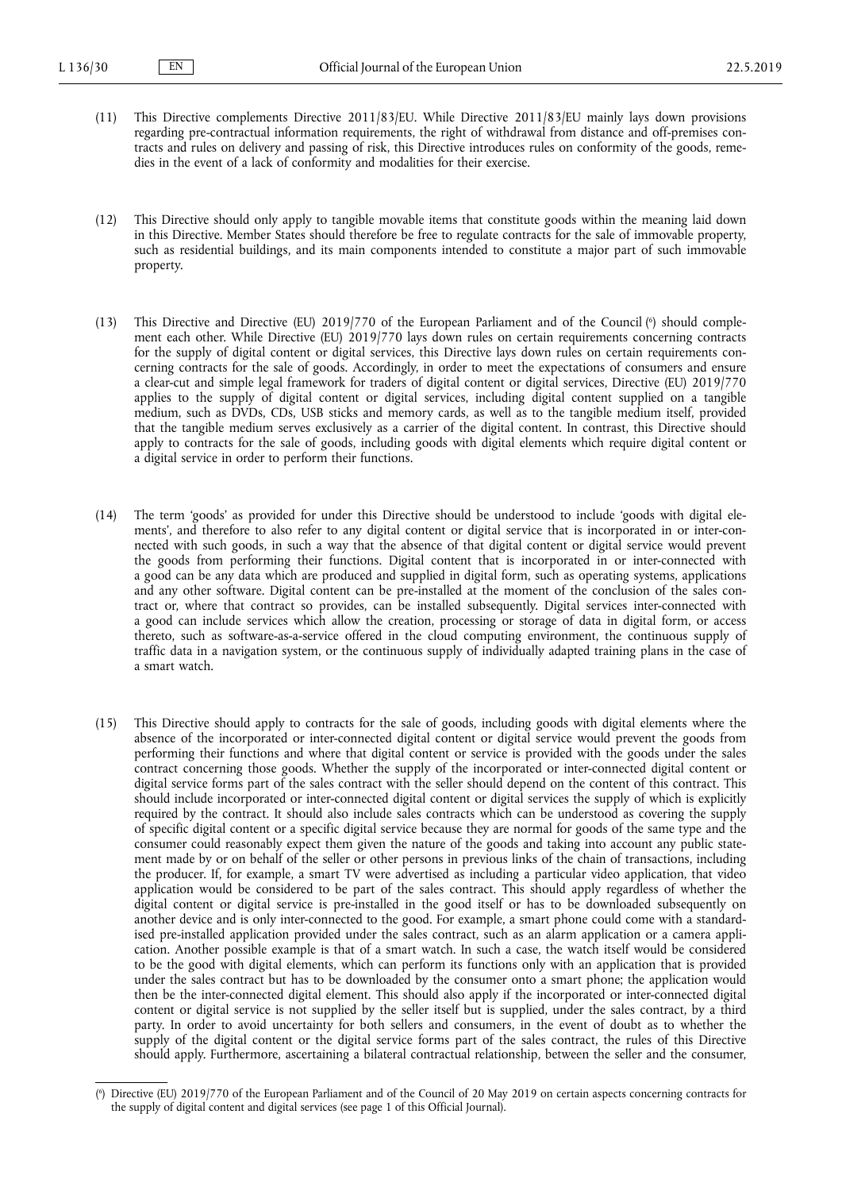(11) This Directive complements Directive 2011/83/EU. While Directive 2011/83/EU mainly lays down provisions regarding pre-contractual information requirements, the right of withdrawal from distance and off-premises contracts and rules on delivery and passing of risk, this Directive introduces rules on conformity of the goods, remedies in the event of a lack of conformity and modalities for their exercise.

(12) This Directive should only apply to tangible movable items that constitute goods within the meaning laid down in this Directive. Member States should therefore be free to regulate contracts for the sale of immovable property, such as residential buildings, and its main components intended to constitute a major part of such immovable property.

(13) This Directive and Directive (EU) 2019/770 of the European Parliament and of the Council [6] should complement each other. While Directive (EU) 2019/770 lays down rules on certain requirements concerning contracts for the supply of digital content or digital services, this Directive lays down rules on certain requirements concerning contracts for the sale of goods. Accordingly, in order to meet the expectations of consumers and ensure a clear-cut and simple legal framework for traders of digital content or digital services, Directive (EU) 2019/770 applies to the supply of digital content or digital services, including digital content supplied on a tangible medium, such as DVDs, CDs, USB sticks and memory cards, as well as to the tangible medium itself, provided that the tangible medium serves exclusively as a carrier of the digital content. In contrast, this Directive should apply to contracts for the sale of goods, including goods with digital elements which require digital content or a digital service in order to perform their functions.

(14) The term 'goods' as provided for under this Directive should be understood to include 'goods with digital elements', and therefore to also refer to any digital content or digital service that is incorporated in or inter-connected with such goods, in such a way that the absence of that digital content or digital service would prevent the goods from performing their functions. Digital content that is incorporated in or inter-connected with a good can be any data which are produced and supplied in digital form, such as operating systems, applications and any other software. Digital content can be pre-installed at the moment of the conclusion of the sales contract or, where that contract so provides, can be installed subsequently. Digital services inter-connected with a good can include services which allow the creation, processing or storage of data in digital form, or access thereto, such as software-as-a-service offered in the cloud computing environment, the continuous supply of traffic data in a navigation system, or the continuous supply of individually adapted training plans in the case of a smart watch.

(15) This Directive should apply to contracts for the sale of goods, including goods with digital elements where the absence of the incorporated or inter-connected digital content or digital service would prevent the goods from performing their functions and where that digital content or service is provided with the goods under the sales contract concerning those goods. Whether the supply of the incorporated or inter-connected digital content or digital service forms part of the sales contract with the seller should depend on the content of this contract. This should include incorporated or inter-connected digital content or digital services the supply of which is explicitly required by the contract. It should also include sales contracts which can be understood as covering the supply of specific digital content or a specific digital service because they are normal for goods of the same type and the consumer could reasonably expect them given the nature of the goods and taking into account any public statement made by or on behalf of the seller or other persons in previous links of the chain of transactions, including the producer. If, for example, a smart TV were advertised as including a particular video application, that video application would be considered to be part of the sales contract. This should apply regardless of whether the digital content or digital service is pre-installed in the good itself or has to be downloaded subsequently on another device and is only inter-connected to the good. For example, a smart phone could come with a standardised pre-installed application provided under the sales contract, such as an alarm application or a camera application. Another possible example is that of a smart watch. In such a case, the watch itself would be considered to be the good with digital elements, which can perform its functions only with an application that is provided under the sales contract but has to be downloaded by the consumer onto a smart phone; the application would then be the inter-connected digital element. This should also apply if the incorporated or inter-connected digital content or digital service is not supplied by the seller itself but is supplied, under the sales contract, by a third party. In order to avoid uncertainty for both sellers and consumers, in the event of doubt as to whether the supply of the digital content or the digital service forms part of the sales contract, the rules of this Directive should apply. Furthermore, ascertaining a bilateral contractual relationship, between the seller and the consumer,

---

[6] Directive (EU) 2019/770 of the European Parliament and of the Council of 20 May 2019 on certain aspects concerning contracts for the supply of digital content and digital services (see page 1 of this Official Journal).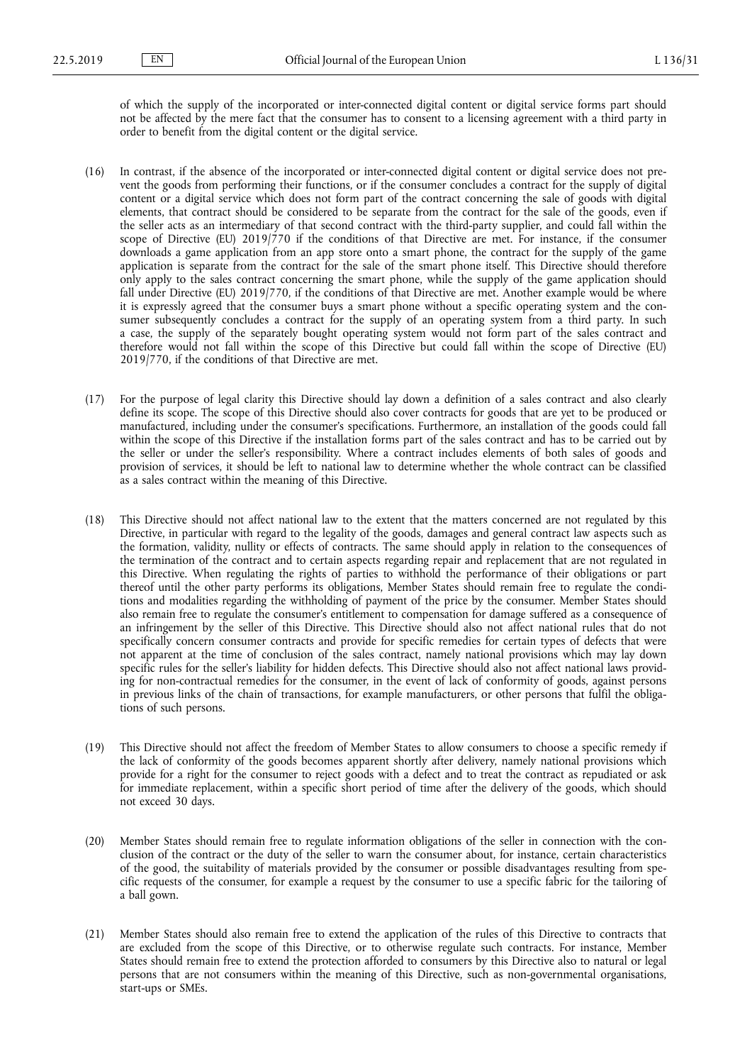of which the supply of the incorporated or inter-connected digital content or digital service forms part should not be affected by the mere fact that the consumer has to consent to a licensing agreement with a third party in order to benefit from the digital content or the digital service.

(16) In contrast, if the absence of the incorporated or inter-connected digital content or digital service does not prevent the goods from performing their functions, or if the consumer concludes a contract for the supply of digital content or a digital service which does not form part of the contract concerning the sale of goods with digital elements, that contract should be considered to be separate from the contract for the sale of the goods, even if the seller acts as an intermediary of that second contract with the third-party supplier, and could fall within the scope of Directive (EU) 2019/770 if the conditions of that Directive are met. For instance, if the consumer downloads a game application from an app store onto a smart phone, the contract for the supply of the game application is separate from the contract for the sale of the smart phone itself. This Directive should therefore only apply to the sales contract concerning the smart phone, while the supply of the game application should fall under Directive (EU) 2019/770, if the conditions of that Directive are met. Another example would be where it is expressly agreed that the consumer buys a smart phone without a specific operating system and the consumer subsequently concludes a contract for the supply of an operating system from a third party. In such a case, the supply of the separately bought operating system would not form part of the sales contract and therefore would not fall within the scope of this Directive but could fall within the scope of Directive (EU) 2019/770, if the conditions of that Directive are met.

(17) For the purpose of legal clarity this Directive should lay down a definition of a sales contract and also clearly define its scope. The scope of this Directive should also cover contracts for goods that are yet to be produced or manufactured, including under the consumer's specifications. Furthermore, an installation of the goods could fall within the scope of this Directive if the installation forms part of the sales contract and has to be carried out by the seller or under the seller's responsibility. Where a contract includes elements of both sales of goods and provision of services, it should be left to national law to determine whether the whole contract can be classified as a sales contract within the meaning of this Directive.

(18) This Directive should not affect national law to the extent that the matters concerned are not regulated by this Directive, in particular with regard to the legality of the goods, damages and general contract law aspects such as the formation, validity, nullity or effects of contracts. The same should apply in relation to the consequences of the termination of the contract and to certain aspects regarding repair and replacement that are not regulated in this Directive. When regulating the rights of parties to withhold the performance of their obligations or part thereof until the other party performs its obligations, Member States should remain free to regulate the conditions and modalities regarding the withholding of payment of the price by the consumer. Member States should also remain free to regulate the consumer's entitlement to compensation for damage suffered as a consequence of an infringement by the seller of this Directive. This Directive should also not affect national rules that do not specifically concern consumer contracts and provide for specific remedies for certain types of defects that were not apparent at the time of conclusion of the sales contract, namely national provisions which may lay down specific rules for the seller's liability for hidden defects. This Directive should also not affect national laws providing for non-contractual remedies for the consumer, in the event of lack of conformity of goods, against persons in previous links of the chain of transactions, for example manufacturers, or other persons that fulfil the obligations of such persons.

(19) This Directive should not affect the freedom of Member States to allow consumers to choose a specific remedy if the lack of conformity of the goods becomes apparent shortly after delivery, namely national provisions which provide for a right for the consumer to reject goods with a defect and to treat the contract as repudiated or ask for immediate replacement, within a specific short period of time after the delivery of the goods, which should not exceed 30 days.

(20) Member States should remain free to regulate information obligations of the seller in connection with the conclusion of the contract or the duty of the seller to warn the consumer about, for instance, certain characteristics of the good, the suitability of materials provided by the consumer or possible disadvantages resulting from specific requests of the consumer, for example a request by the consumer to use a specific fabric for the tailoring of a ball gown.

(21) Member States should also remain free to extend the application of the rules of this Directive to contracts that are excluded from the scope of this Directive, or to otherwise regulate such contracts. For instance, Member States should remain free to extend the protection afforded to consumers by this Directive also to natural or legal persons that are not consumers within the meaning of this Directive, such as non-governmental organisations, start-ups or SMEs.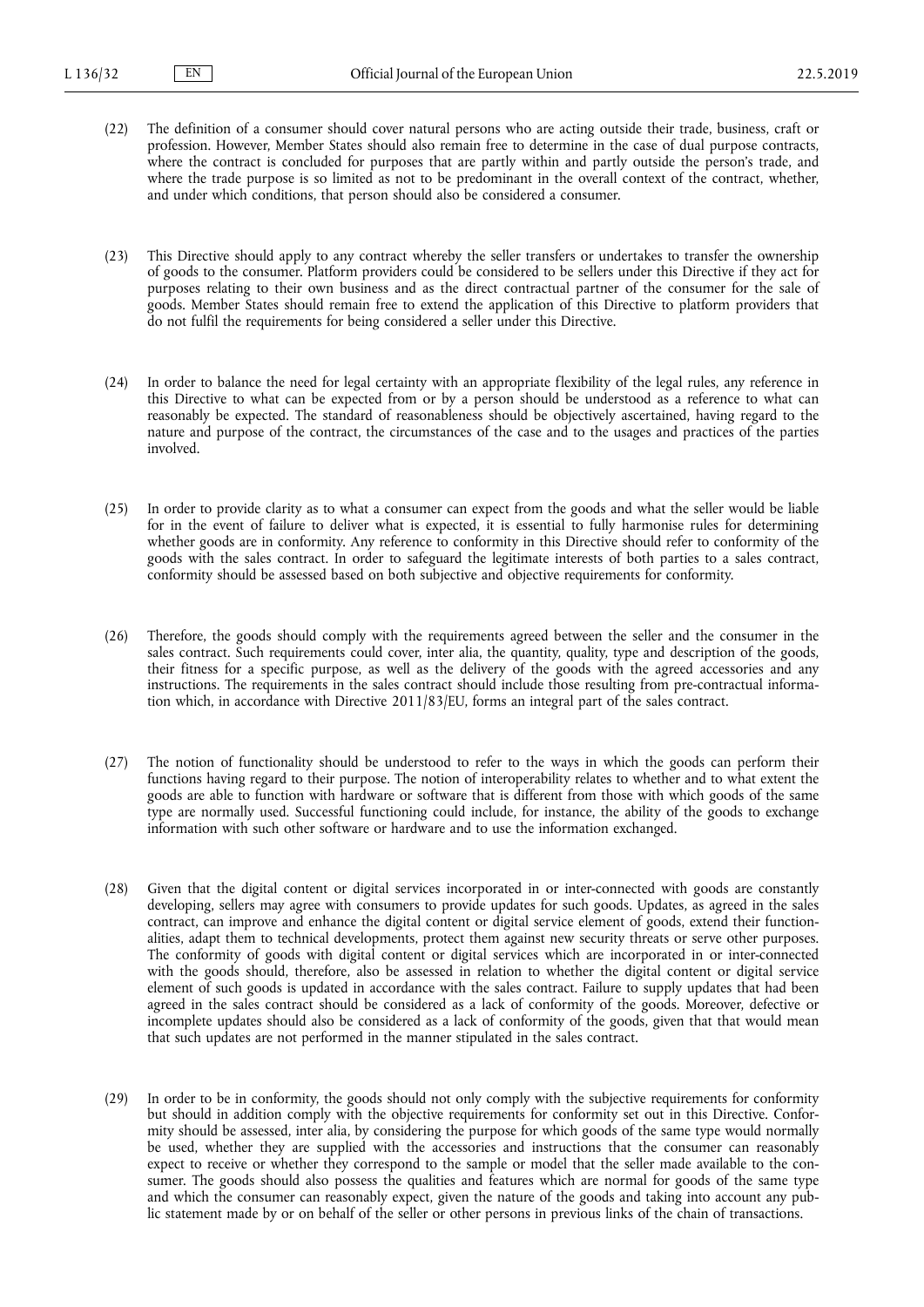(22) The definition of a consumer should cover natural persons who are acting outside their trade, business, craft or profession. However, Member States should also remain free to determine in the case of dual purpose contracts, where the contract is concluded for purposes that are partly within and partly outside the person's trade, and where the trade purpose is so limited as not to be predominant in the overall context of the contract, whether, and under which conditions, that person should also be considered a consumer.

(23) This Directive should apply to any contract whereby the seller transfers or undertakes to transfer the ownership of goods to the consumer. Platform providers could be considered to be sellers under this Directive if they act for purposes relating to their own business and as the direct contractual partner of the consumer for the sale of goods. Member States should remain free to extend the application of this Directive to platform providers that do not fulfil the requirements for being considered a seller under this Directive.

(24) In order to balance the need for legal certainty with an appropriate flexibility of the legal rules, any reference in this Directive to what can be expected from or by a person should be understood as a reference to what can reasonably be expected. The standard of reasonableness should be objectively ascertained, having regard to the nature and purpose of the contract, the circumstances of the case and to the usages and practices of the parties involved.

(25) In order to provide clarity as to what a consumer can expect from the goods and what the seller would be liable for in the event of failure to deliver what is expected, it is essential to fully harmonise rules for determining whether goods are in conformity. Any reference to conformity in this Directive should refer to conformity of the goods with the sales contract. In order to safeguard the legitimate interests of both parties to a sales contract, conformity should be assessed based on both subjective and objective requirements for conformity.

(26) Therefore, the goods should comply with the requirements agreed between the seller and the consumer in the sales contract. Such requirements could cover, inter alia, the quantity, quality, type and description of the goods, their fitness for a specific purpose, as well as the delivery of the goods with the agreed accessories and any instructions. The requirements in the sales contract should include those resulting from pre-contractual information which, in accordance with Directive 2011/83/EU, forms an integral part of the sales contract.

(27) The notion of functionality should be understood to refer to the ways in which the goods can perform their functions having regard to their purpose. The notion of interoperability relates to whether and to what extent the goods are able to function with hardware or software that is different from those with which goods of the same type are normally used. Successful functioning could include, for instance, the ability of the goods to exchange information with such other software or hardware and to use the information exchanged.

(28) Given that the digital content or digital services incorporated in or inter-connected with goods are constantly developing, sellers may agree with consumers to provide updates for such goods. Updates, as agreed in the sales contract, can improve and enhance the digital content or digital service element of goods, extend their functionalities, adapt them to technical developments, protect them against new security threats or serve other purposes. The conformity of goods with digital content or digital services which are incorporated in or inter-connected with the goods should, therefore, also be assessed in relation to whether the digital content or digital service element of such goods is updated in accordance with the sales contract. Failure to supply updates that had been agreed in the sales contract should be considered as a lack of conformity of the goods. Moreover, defective or incomplete updates should also be considered as a lack of conformity of the goods, given that that would mean that such updates are not performed in the manner stipulated in the sales contract.

(29) In order to be in conformity, the goods should not only comply with the subjective requirements for conformity but should in addition comply with the objective requirements for conformity set out in this Directive. Conformity should be assessed, inter alia, by considering the purpose for which goods of the same type would normally be used, whether they are supplied with the accessories and instructions that the consumer can reasonably expect to receive or whether they correspond to the sample or model that the seller made available to the consumer. The goods should also possess the qualities and features which are normal for goods of the same type and which the consumer can reasonably expect, given the nature of the goods and taking into account any public statement made by or on behalf of the seller or other persons in previous links of the chain of transactions.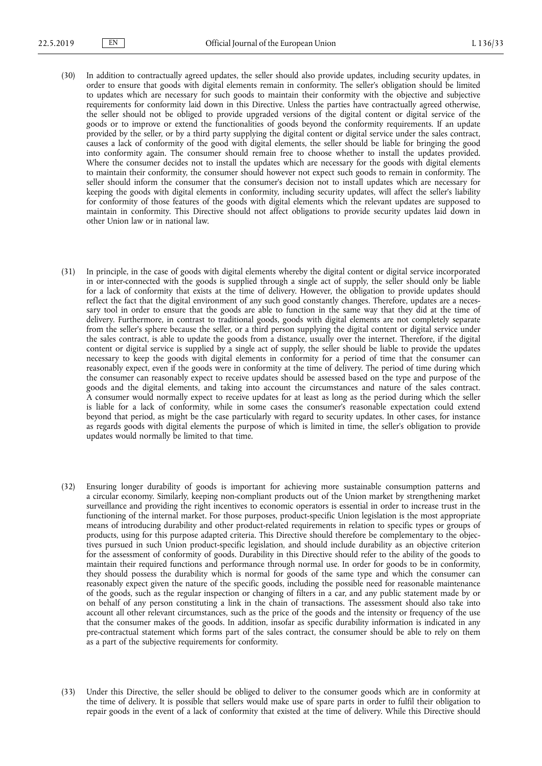(30) In addition to contractually agreed updates, the seller should also provide updates, including security updates, in order to ensure that goods with digital elements remain in conformity. The seller's obligation should be limited to updates which are necessary for such goods to maintain their conformity with the objective and subjective requirements for conformity laid down in this Directive. Unless the parties have contractually agreed otherwise, the seller should not be obliged to provide upgraded versions of the digital content or digital service of the goods or to improve or extend the functionalities of goods beyond the conformity requirements. If an update provided by the seller, or by a third party supplying the digital content or digital service under the sales contract, causes a lack of conformity of the good with digital elements, the seller should be liable for bringing the good into conformity again. The consumer should remain free to choose whether to install the updates provided. Where the consumer decides not to install the updates which are necessary for the goods with digital elements to maintain their conformity, the consumer should however not expect such goods to remain in conformity. The seller should inform the consumer that the consumer's decision not to install updates which are necessary for keeping the goods with digital elements in conformity, including security updates, will affect the seller's liability for conformity of those features of the goods with digital elements which the relevant updates are supposed to maintain in conformity. This Directive should not affect obligations to provide security updates laid down in other Union law or in national law.

(31) In principle, in the case of goods with digital elements whereby the digital content or digital service incorporated in or inter-connected with the goods is supplied through a single act of supply, the seller should only be liable for a lack of conformity that exists at the time of delivery. However, the obligation to provide updates should reflect the fact that the digital environment of any such good constantly changes. Therefore, updates are a necessary tool in order to ensure that the goods are able to function in the same way that they did at the time of delivery. Furthermore, in contrast to traditional goods, goods with digital elements are not completely separate from the seller's sphere because the seller, or a third person supplying the digital content or digital service under the sales contract, is able to update the goods from a distance, usually over the internet. Therefore, if the digital content or digital service is supplied by a single act of supply, the seller should be liable to provide the updates necessary to keep the goods with digital elements in conformity for a period of time that the consumer can reasonably expect, even if the goods were in conformity at the time of delivery. The period of time during which the consumer can reasonably expect to receive updates should be assessed based on the type and purpose of the goods and the digital elements, and taking into account the circumstances and nature of the sales contract. A consumer would normally expect to receive updates for at least as long as the period during which the seller is liable for a lack of conformity, while in some cases the consumer's reasonable expectation could extend beyond that period, as might be the case particularly with regard to security updates. In other cases, for instance as regards goods with digital elements the purpose of which is limited in time, the seller's obligation to provide updates would normally be limited to that time.

(32) Ensuring longer durability of goods is important for achieving more sustainable consumption patterns and a circular economy. Similarly, keeping non-compliant products out of the Union market by strengthening market surveillance and providing the right incentives to economic operators is essential in order to increase trust in the functioning of the internal market. For those purposes, product-specific Union legislation is the most appropriate means of introducing durability and other product-related requirements in relation to specific types or groups of products, using for this purpose adapted criteria. This Directive should therefore be complementary to the objectives pursued in such Union product-specific legislation, and should include durability as an objective criterion for the assessment of conformity of goods. Durability in this Directive should refer to the ability of the goods to maintain their required functions and performance through normal use. In order for goods to be in conformity, they should possess the durability which is normal for goods of the same type and which the consumer can reasonably expect given the nature of the specific goods, including the possible need for reasonable maintenance of the goods, such as the regular inspection or changing of filters in a car, and any public statement made by or on behalf of any person constituting a link in the chain of transactions. The assessment should also take into account all other relevant circumstances, such as the price of the goods and the intensity or frequency of the use that the consumer makes of the goods. In addition, insofar as specific durability information is indicated in any pre-contractual statement which forms part of the sales contract, the consumer should be able to rely on them as a part of the subjective requirements for conformity.

(33) Under this Directive, the seller should be obliged to deliver to the consumer goods which are in conformity at the time of delivery. It is possible that sellers would make use of spare parts in order to fulfil their obligation to repair goods in the event of a lack of conformity that existed at the time of delivery. While this Directive should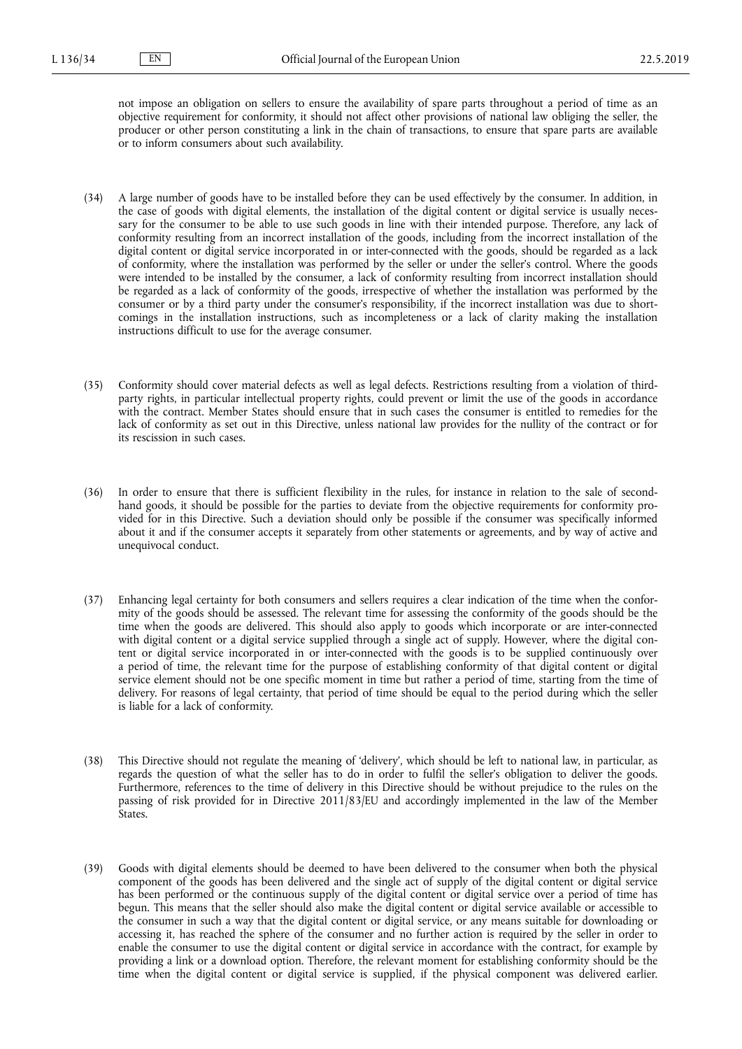not impose an obligation on sellers to ensure the availability of spare parts throughout a period of time as an objective requirement for conformity, it should not affect other provisions of national law obliging the seller, the producer or other person constituting a link in the chain of transactions, to ensure that spare parts are available or to inform consumers about such availability.

(34) A large number of goods have to be installed before they can be used effectively by the consumer. In addition, in the case of goods with digital elements, the installation of the digital content or digital service is usually necessary for the consumer to be able to use such goods in line with their intended purpose. Therefore, any lack of conformity resulting from an incorrect installation of the goods, including from the incorrect installation of the digital content or digital service incorporated in or inter-connected with the goods, should be regarded as a lack of conformity, where the installation was performed by the seller or under the seller's control. Where the goods were intended to be installed by the consumer, a lack of conformity resulting from incorrect installation should be regarded as a lack of conformity of the goods, irrespective of whether the installation was performed by the consumer or by a third party under the consumer's responsibility, if the incorrect installation was due to shortcomings in the installation instructions, such as incompleteness or a lack of clarity making the installation instructions difficult to use for the average consumer.

(35) Conformity should cover material defects as well as legal defects. Restrictions resulting from a violation of third-party rights, in particular intellectual property rights, could prevent or limit the use of the goods in accordance with the contract. Member States should ensure that in such cases the consumer is entitled to remedies for the lack of conformity as set out in this Directive, unless national law provides for the nullity of the contract or for its rescission in such cases.

(36) In order to ensure that there is sufficient flexibility in the rules, for instance in relation to the sale of second-hand goods, it should be possible for the parties to deviate from the objective requirements for conformity provided for in this Directive. Such a deviation should only be possible if the consumer was specifically informed about it and if the consumer accepts it separately from other statements or agreements, and by way of active and unequivocal conduct.

(37) Enhancing legal certainty for both consumers and sellers requires a clear indication of the time when the conformity of the goods should be assessed. The relevant time for assessing the conformity of the goods should be the time when the goods are delivered. This should also apply to goods which incorporate or are inter-connected with digital content or a digital service supplied through a single act of supply. However, where the digital content or digital service incorporated in or inter-connected with the goods is to be supplied continuously over a period of time, the relevant time for the purpose of establishing conformity of that digital content or digital service element should not be one specific moment in time but rather a period of time, starting from the time of delivery. For reasons of legal certainty, that period of time should be equal to the period during which the seller is liable for a lack of conformity.

(38) This Directive should not regulate the meaning of 'delivery', which should be left to national law, in particular, as regards the question of what the seller has to do in order to fulfil the seller's obligation to deliver the goods. Furthermore, references to the time of delivery in this Directive should be without prejudice to the rules on the passing of risk provided for in Directive 2011/83/EU and accordingly implemented in the law of the Member States.

(39) Goods with digital elements should be deemed to have been delivered to the consumer when both the physical component of the goods has been delivered and the single act of supply of the digital content or digital service has been performed or the continuous supply of the digital content or digital service over a period of time has begun. This means that the seller should also make the digital content or digital service available or accessible to the consumer in such a way that the digital content or digital service, or any means suitable for downloading or accessing it, has reached the sphere of the consumer and no further action is required by the seller in order to enable the consumer to use the digital content or digital service in accordance with the contract, for example by providing a link or a download option. Therefore, the relevant moment for establishing conformity should be the time when the digital content or digital service is supplied, if the physical component was delivered earlier.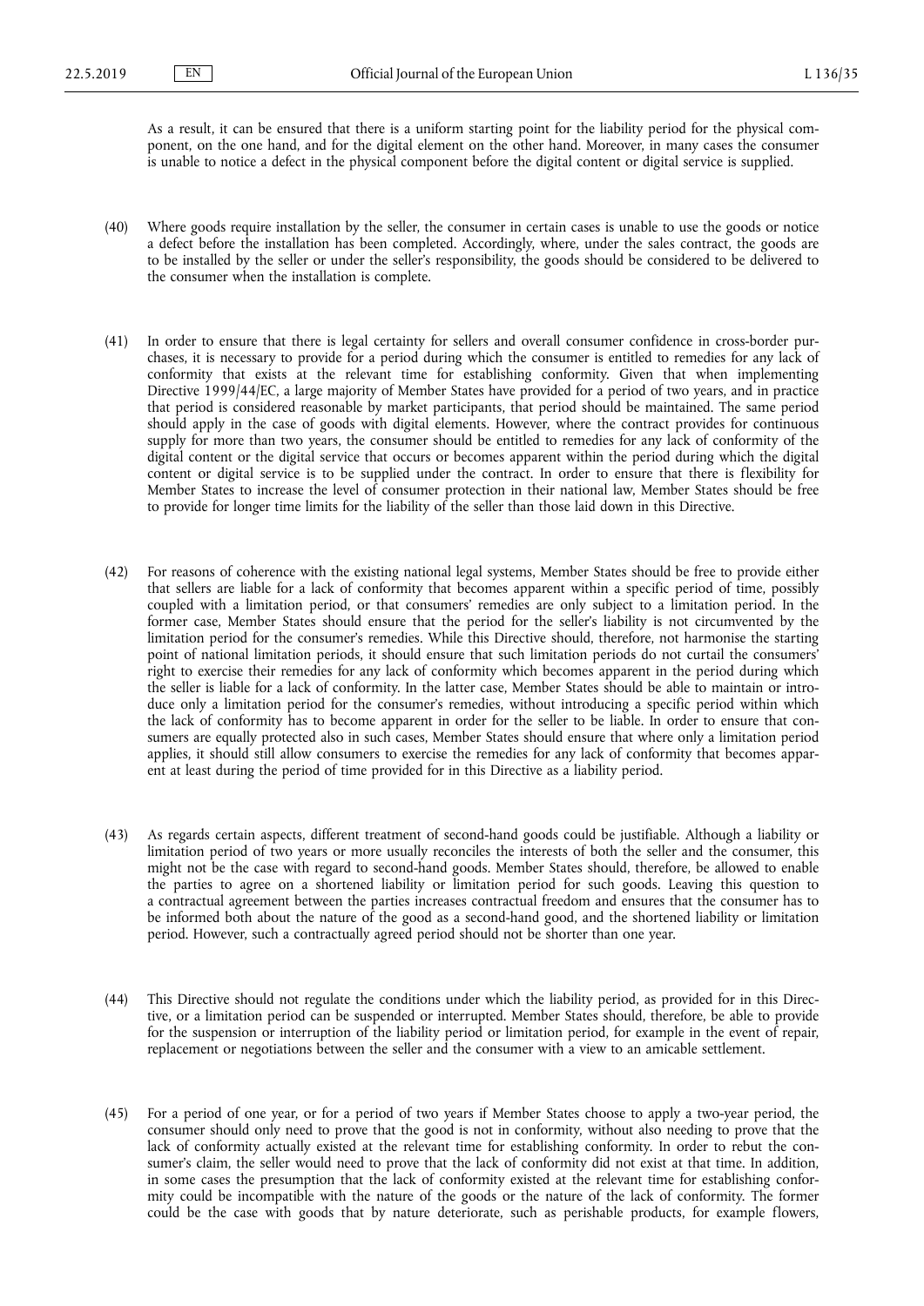As a result, it can be ensured that there is a uniform starting point for the liability period for the physical component, on the one hand, and for the digital element on the other hand. Moreover, in many cases the consumer is unable to notice a defect in the physical component before the digital content or digital service is supplied.

(40) Where goods require installation by the seller, the consumer in certain cases is unable to use the goods or notice a defect before the installation has been completed. Accordingly, where, under the sales contract, the goods are to be installed by the seller or under the seller's responsibility, the goods should be considered to be delivered to the consumer when the installation is complete.

(41) In order to ensure that there is legal certainty for sellers and overall consumer confidence in cross-border purchases, it is necessary to provide for a period during which the consumer is entitled to remedies for any lack of conformity that exists at the relevant time for establishing conformity. Given that when implementing Directive 1999/44/EC, a large majority of Member States have provided for a period of two years, and in practice that period is considered reasonable by market participants, that period should be maintained. The same period should apply in the case of goods with digital elements. However, where the contract provides for continuous supply for more than two years, the consumer should be entitled to remedies for any lack of conformity of the digital content or the digital service that occurs or becomes apparent within the period during which the digital content or digital service is to be supplied under the contract. In order to ensure that there is flexibility for Member States to increase the level of consumer protection in their national law, Member States should be free to provide for longer time limits for the liability of the seller than those laid down in this Directive.

(42) For reasons of coherence with the existing national legal systems, Member States should be free to provide either that sellers are liable for a lack of conformity that becomes apparent within a specific period of time, possibly coupled with a limitation period, or that consumers' remedies are only subject to a limitation period. In the former case, Member States should ensure that the period for the seller's liability is not circumvented by the limitation period for the consumer's remedies. While this Directive should, therefore, not harmonise the starting point of national limitation periods, it should ensure that such limitation periods do not curtail the consumers' right to exercise their remedies for any lack of conformity which becomes apparent in the period during which the seller is liable for a lack of conformity. In the latter case, Member States should be able to maintain or introduce only a limitation period for the consumer's remedies, without introducing a specific period within which the lack of conformity has to become apparent in order for the seller to be liable. In order to ensure that consumers are equally protected also in such cases, Member States should ensure that where only a limitation period applies, it should still allow consumers to exercise the remedies for any lack of conformity that becomes apparent at least during the period of time provided for in this Directive as a liability period.

(43) As regards certain aspects, different treatment of second-hand goods could be justifiable. Although a liability or limitation period of two years or more usually reconciles the interests of both the seller and the consumer, this might not be the case with regard to second-hand goods. Member States should, therefore, be allowed to enable the parties to agree on a shortened liability or limitation period for such goods. Leaving this question to a contractual agreement between the parties increases contractual freedom and ensures that the consumer has to be informed both about the nature of the good as a second-hand good, and the shortened liability or limitation period. However, such a contractually agreed period should not be shorter than one year.

(44) This Directive should not regulate the conditions under which the liability period, as provided for in this Directive, or a limitation period can be suspended or interrupted. Member States should, therefore, be able to provide for the suspension or interruption of the liability period or limitation period, for example in the event of repair, replacement or negotiations between the seller and the consumer with a view to an amicable settlement.

(45) For a period of one year, or for a period of two years if Member States choose to apply a two-year period, the consumer should only need to prove that the good is not in conformity, without also needing to prove that the lack of conformity actually existed at the relevant time for establishing conformity. In order to rebut the consumer's claim, the seller would need to prove that the lack of conformity did not exist at that time. In addition, in some cases the presumption that the lack of conformity existed at the relevant time for establishing conformity could be incompatible with the nature of the goods or the nature of the lack of conformity. The former could be the case with goods that by nature deteriorate, such as perishable products, for example flowers,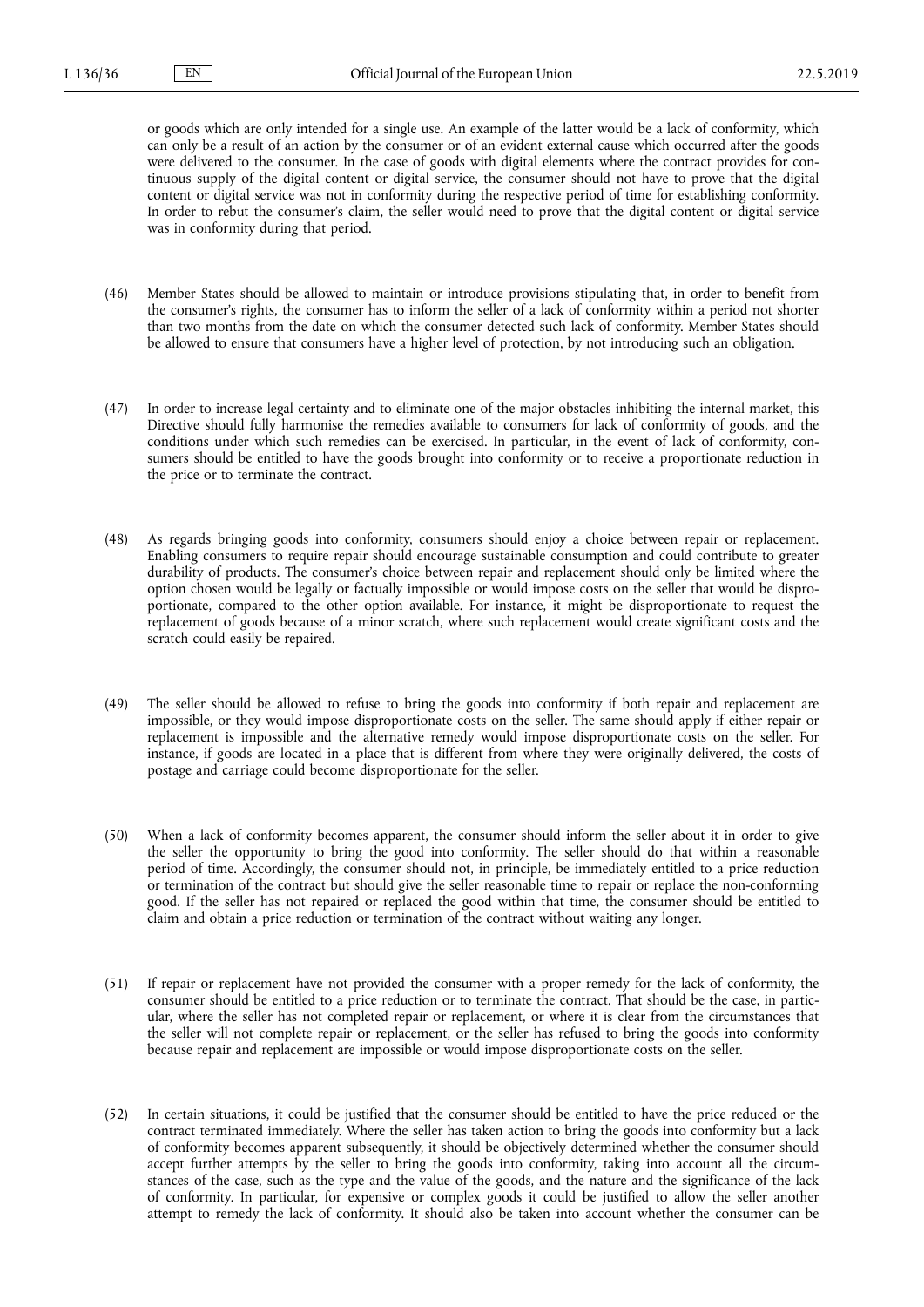or goods which are only intended for a single use. An example of the latter would be a lack of conformity, which can only be a result of an action by the consumer or of an evident external cause which occurred after the goods were delivered to the consumer. In the case of goods with digital elements where the contract provides for continuous supply of the digital content or digital service, the consumer should not have to prove that the digital content or digital service was not in conformity during the respective period of time for establishing conformity. In order to rebut the consumer's claim, the seller would need to prove that the digital content or digital service was in conformity during that period.

(46) Member States should be allowed to maintain or introduce provisions stipulating that, in order to benefit from the consumer's rights, the consumer has to inform the seller of a lack of conformity within a period not shorter than two months from the date on which the consumer detected such lack of conformity. Member States should be allowed to ensure that consumers have a higher level of protection, by not introducing such an obligation.

(47) In order to increase legal certainty and to eliminate one of the major obstacles inhibiting the internal market, this Directive should fully harmonise the remedies available to consumers for lack of conformity of goods, and the conditions under which such remedies can be exercised. In particular, in the event of lack of conformity, consumers should be entitled to have the goods brought into conformity or to receive a proportionate reduction in the price or to terminate the contract.

(48) As regards bringing goods into conformity, consumers should enjoy a choice between repair or replacement. Enabling consumers to require repair should encourage sustainable consumption and could contribute to greater durability of products. The consumer's choice between repair and replacement should only be limited where the option chosen would be legally or factually impossible or would impose costs on the seller that would be disproportionate, compared to the other option available. For instance, it might be disproportionate to request the replacement of goods because of a minor scratch, where such replacement would create significant costs and the scratch could easily be repaired.

(49) The seller should be allowed to refuse to bring the goods into conformity if both repair and replacement are impossible, or they would impose disproportionate costs on the seller. The same should apply if either repair or replacement is impossible and the alternative remedy would impose disproportionate costs on the seller. For instance, if goods are located in a place that is different from where they were originally delivered, the costs of postage and carriage could become disproportionate for the seller.

(50) When a lack of conformity becomes apparent, the consumer should inform the seller about it in order to give the seller the opportunity to bring the good into conformity. The seller should do that within a reasonable period of time. Accordingly, the consumer should not, in principle, be immediately entitled to a price reduction or termination of the contract but should give the seller reasonable time to repair or replace the non-conforming good. If the seller has not repaired or replaced the good within that time, the consumer should be entitled to claim and obtain a price reduction or termination of the contract without waiting any longer.

(51) If repair or replacement have not provided the consumer with a proper remedy for the lack of conformity, the consumer should be entitled to a price reduction or to terminate the contract. That should be the case, in particular, where the seller has not completed repair or replacement, or where it is clear from the circumstances that the seller will not complete repair or replacement, or the seller has refused to bring the goods into conformity because repair and replacement are impossible or would impose disproportionate costs on the seller.

(52) In certain situations, it could be justified that the consumer should be entitled to have the price reduced or the contract terminated immediately. Where the seller has taken action to bring the goods into conformity but a lack of conformity becomes apparent subsequently, it should be objectively determined whether the consumer should accept further attempts by the seller to bring the goods into conformity, taking into account all the circumstances of the case, such as the type and the value of the goods, and the nature and the significance of the lack of conformity. In particular, for expensive or complex goods it could be justified to allow the seller another attempt to remedy the lack of conformity. It should also be taken into account whether the consumer can be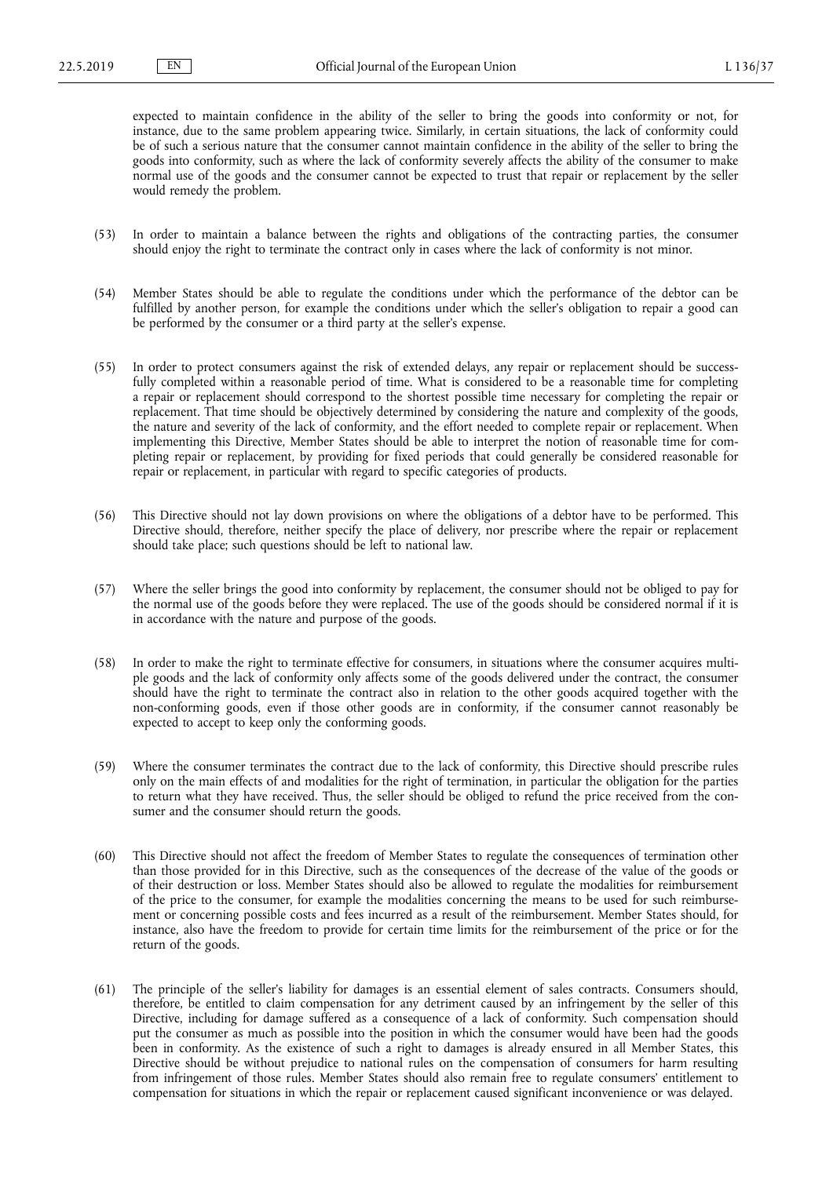expected to maintain confidence in the ability of the seller to bring the goods into conformity or not, for instance, due to the same problem appearing twice. Similarly, in certain situations, the lack of conformity could be of such a serious nature that the consumer cannot maintain confidence in the ability of the seller to bring the goods into conformity, such as where the lack of conformity severely affects the ability of the consumer to make normal use of the goods and the consumer cannot be expected to trust that repair or replacement by the seller would remedy the problem.

(53) In order to maintain a balance between the rights and obligations of the contracting parties, the consumer should enjoy the right to terminate the contract only in cases where the lack of conformity is not minor.

(54) Member States should be able to regulate the conditions under which the performance of the debtor can be fulfilled by another person, for example the conditions under which the seller's obligation to repair a good can be performed by the consumer or a third party at the seller's expense.

(55) In order to protect consumers against the risk of extended delays, any repair or replacement should be successfully completed within a reasonable period of time. What is considered to be a reasonable time for completing a repair or replacement should correspond to the shortest possible time necessary for completing the repair or replacement. That time should be objectively determined by considering the nature and complexity of the goods, the nature and severity of the lack of conformity, and the effort needed to complete repair or replacement. When implementing this Directive, Member States should be able to interpret the notion of reasonable time for completing repair or replacement, by providing for fixed periods that could generally be considered reasonable for repair or replacement, in particular with regard to specific categories of products.

(56) This Directive should not lay down provisions on where the obligations of a debtor have to be performed. This Directive should, therefore, neither specify the place of delivery, nor prescribe where the repair or replacement should take place; such questions should be left to national law.

(57) Where the seller brings the good into conformity by replacement, the consumer should not be obliged to pay for the normal use of the goods before they were replaced. The use of the goods should be considered normal if it is in accordance with the nature and purpose of the goods.

(58) In order to make the right to terminate effective for consumers, in situations where the consumer acquires multiple goods and the lack of conformity only affects some of the goods delivered under the contract, the consumer should have the right to terminate the contract also in relation to the other goods acquired together with the non-conforming goods, even if those other goods are in conformity, if the consumer cannot reasonably be expected to accept to keep only the conforming goods.

(59) Where the consumer terminates the contract due to the lack of conformity, this Directive should prescribe rules only on the main effects of and modalities for the right of termination, in particular the obligation for the parties to return what they have received. Thus, the seller should be obliged to refund the price received from the consumer and the consumer should return the goods.

(60) This Directive should not affect the freedom of Member States to regulate the consequences of termination other than those provided for in this Directive, such as the consequences of the decrease of the value of the goods or of their destruction or loss. Member States should also be allowed to regulate the modalities for reimbursement of the price to the consumer, for example the modalities concerning the means to be used for such reimbursement or concerning possible costs and fees incurred as a result of the reimbursement. Member States should, for instance, also have the freedom to provide for certain time limits for the reimbursement of the price or for the return of the goods.

(61) The principle of the seller's liability for damages is an essential element of sales contracts. Consumers should, therefore, be entitled to claim compensation for any detriment caused by an infringement by the seller of this Directive, including for damage suffered as a consequence of a lack of conformity. Such compensation should put the consumer as much as possible into the position in which the consumer would have been had the goods been in conformity. As the existence of such a right to damages is already ensured in all Member States, this Directive should be without prejudice to national rules on the compensation of consumers for harm resulting from infringement of those rules. Member States should also remain free to regulate consumers' entitlement to compensation for situations in which the repair or replacement caused significant inconvenience or was delayed.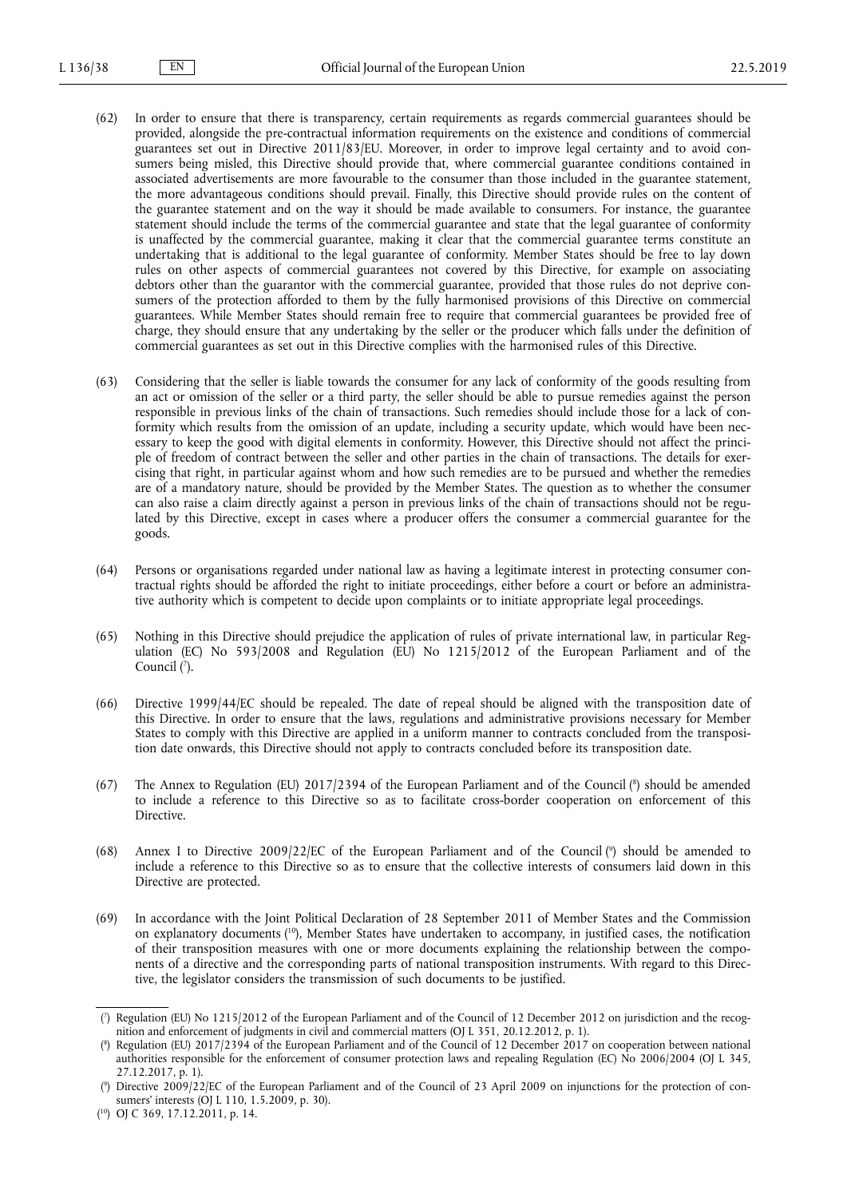(62) In order to ensure that there is transparency, certain requirements as regards commercial guarantees should be provided, alongside the pre-contractual information requirements on the existence and conditions of commercial guarantees set out in Directive 2011/83/EU. Moreover, in order to improve legal certainty and to avoid consumers being misled, this Directive should provide that, where commercial guarantee conditions contained in associated advertisements are more favourable to the consumer than those included in the guarantee statement, the more advantageous conditions should prevail. Finally, this Directive should provide rules on the content of the guarantee statement and on the way it should be made available to consumers. For instance, the guarantee statement should include the terms of the commercial guarantee and state that the legal guarantee of conformity is unaffected by the commercial guarantee, making it clear that the commercial guarantee terms constitute an undertaking that is additional to the legal guarantee of conformity. Member States should be free to lay down rules on other aspects of commercial guarantees not covered by this Directive, for example on associating debtors other than the guarantor with the commercial guarantee, provided that those rules do not deprive consumers of the protection afforded to them by the fully harmonised provisions of this Directive on commercial guarantees. While Member States should remain free to require that commercial guarantees be provided free of charge, they should ensure that any undertaking by the seller or the producer which falls under the definition of commercial guarantees as set out in this Directive complies with the harmonised rules of this Directive.

(63) Considering that the seller is liable towards the consumer for any lack of conformity of the goods resulting from an act or omission of the seller or a third party, the seller should be able to pursue remedies against the person responsible in previous links of the chain of transactions. Such remedies should include those for a lack of conformity which results from the omission of an update, including a security update, which would have been necessary to keep the good with digital elements in conformity. However, this Directive should not affect the principle of freedom of contract between the seller and other parties in the chain of transactions. The details for exercising that right, in particular against whom and how such remedies are to be pursued and whether the remedies are of a mandatory nature, should be provided by the Member States. The question as to whether the consumer can also raise a claim directly against a person in previous links of the chain of transactions should not be regulated by this Directive, except in cases where a producer offers the consumer a commercial guarantee for the goods.

(64) Persons or organisations regarded under national law as having a legitimate interest in protecting consumer contractual rights should be afforded the right to initiate proceedings, either before a court or before an administrative authority which is competent to decide upon complaints or to initiate appropriate legal proceedings.

(65) Nothing in this Directive should prejudice the application of rules of private international law, in particular Regulation (EC) No 593/2008 and Regulation (EU) No 1215/2012 of the European Parliament and of the Council ([7]).

(66) Directive 1999/44/EC should be repealed. The date of repeal should be aligned with the transposition date of this Directive. In order to ensure that the laws, regulations and administrative provisions necessary for Member States to comply with this Directive are applied in a uniform manner to contracts concluded from the transposition date onwards, this Directive should not apply to contracts concluded before its transposition date.

(67) The Annex to Regulation (EU) 2017/2394 of the European Parliament and of the Council ([8]) should be amended to include a reference to this Directive so as to facilitate cross-border cooperation on enforcement of this Directive.

(68) Annex I to Directive 2009/22/EC of the European Parliament and of the Council ([9]) should be amended to include a reference to this Directive so as to ensure that the collective interests of consumers laid down in this Directive are protected.

(69) In accordance with the Joint Political Declaration of 28 September 2011 of Member States and the Commission on explanatory documents ([10]), Member States have undertaken to accompany, in justified cases, the notification of their transposition measures with one or more documents explaining the relationship between the components of a directive and the corresponding parts of national transposition instruments. With regard to this Directive, the legislator considers the transmission of such documents to be justified.

---

([7]) Regulation (EU) No 1215/2012 of the European Parliament and of the Council of 12 December 2012 on jurisdiction and the recognition and enforcement of judgments in civil and commercial matters (OJ L 351, 20.12.2012, p. 1).

([8]) Regulation (EU) 2017/2394 of the European Parliament and of the Council of 12 December 2017 on cooperation between national authorities responsible for the enforcement of consumer protection laws and repealing Regulation (EC) No 2006/2004 (OJ L 345, 27.12.2017, p. 1).

([9]) Directive 2009/22/EC of the European Parliament and of the Council of 23 April 2009 on injunctions for the protection of consumers' interests (OJ L 110, 1.5.2009, p. 30).

([10]) OJ C 369, 17.12.2011, p. 14.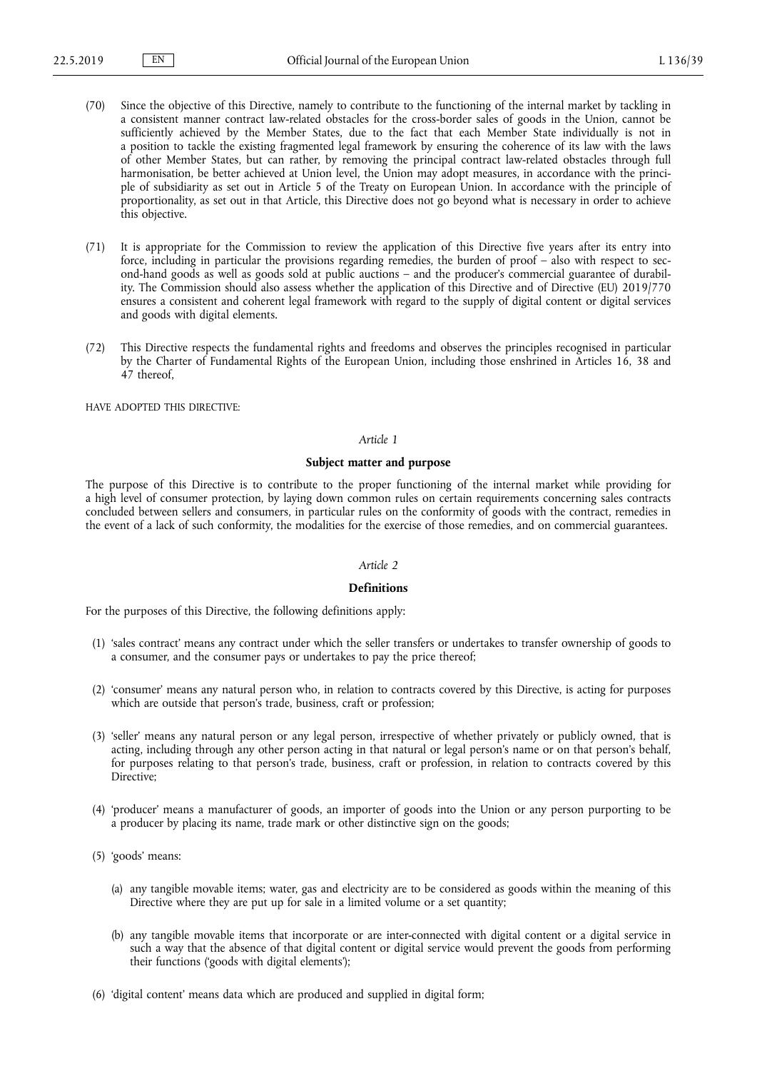(70) Since the objective of this Directive, namely to contribute to the functioning of the internal market by tackling in a consistent manner contract law-related obstacles for the cross-border sales of goods in the Union, cannot be sufficiently achieved by the Member States, due to the fact that each Member State individually is not in a position to tackle the existing fragmented legal framework by ensuring the coherence of its law with the laws of other Member States, but can rather, by removing the principal contract law-related obstacles through full harmonisation, be better achieved at Union level, the Union may adopt measures, in accordance with the principle of subsidiarity as set out in Article 5 of the Treaty on European Union. In accordance with the principle of proportionality, as set out in that Article, this Directive does not go beyond what is necessary in order to achieve this objective.

(71) It is appropriate for the Commission to review the application of this Directive five years after its entry into force, including in particular the provisions regarding remedies, the burden of proof – also with respect to second-hand goods as well as goods sold at public auctions – and the producer's commercial guarantee of durability. The Commission should also assess whether the application of this Directive and of Directive (EU) 2019/770 ensures a consistent and coherent legal framework with regard to the supply of digital content or digital services and goods with digital elements.

(72) This Directive respects the fundamental rights and freedoms and observes the principles recognised in particular by the Charter of Fundamental Rights of the European Union, including those enshrined in Articles 16, 38 and 47 thereof,

HAVE ADOPTED THIS DIRECTIVE:

*Article 1*

**Subject matter and purpose**

The purpose of this Directive is to contribute to the proper functioning of the internal market while providing for a high level of consumer protection, by laying down common rules on certain requirements concerning sales contracts concluded between sellers and consumers, in particular rules on the conformity of goods with the contract, remedies in the event of a lack of such conformity, the modalities for the exercise of those remedies, and on commercial guarantees.

*Article 2*

**Definitions**

For the purposes of this Directive, the following definitions apply:

(1) 'sales contract' means any contract under which the seller transfers or undertakes to transfer ownership of goods to a consumer, and the consumer pays or undertakes to pay the price thereof;

(2) 'consumer' means any natural person who, in relation to contracts covered by this Directive, is acting for purposes which are outside that person's trade, business, craft or profession;

(3) 'seller' means any natural person or any legal person, irrespective of whether privately or publicly owned, that is acting, including through any other person acting in that natural or legal person's name or on that person's behalf, for purposes relating to that person's trade, business, craft or profession, in relation to contracts covered by this Directive;

(4) 'producer' means a manufacturer of goods, an importer of goods into the Union or any person purporting to be a producer by placing its name, trade mark or other distinctive sign on the goods;

(5) 'goods' means:

(a) any tangible movable items; water, gas and electricity are to be considered as goods within the meaning of this Directive where they are put up for sale in a limited volume or a set quantity;

(b) any tangible movable items that incorporate or are inter-connected with digital content or a digital service in such a way that the absence of that digital content or digital service would prevent the goods from performing their functions ('goods with digital elements');

(6) 'digital content' means data which are produced and supplied in digital form;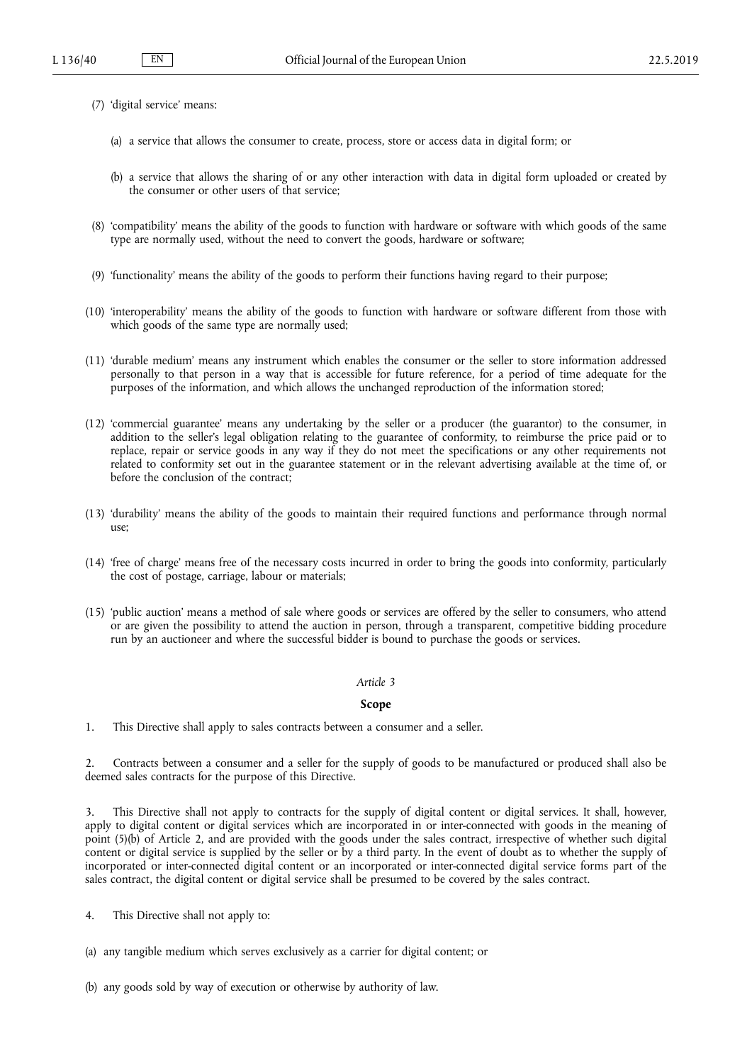(7) 'digital service' means:

(a) a service that allows the consumer to create, process, store or access data in digital form; or

(b) a service that allows the sharing of or any other interaction with data in digital form uploaded or created by the consumer or other users of that service;

(8) 'compatibility' means the ability of the goods to function with hardware or software with which goods of the same type are normally used, without the need to convert the goods, hardware or software;

(9) 'functionality' means the ability of the goods to perform their functions having regard to their purpose;

(10) 'interoperability' means the ability of the goods to function with hardware or software different from those with which goods of the same type are normally used;

(11) 'durable medium' means any instrument which enables the consumer or the seller to store information addressed personally to that person in a way that is accessible for future reference, for a period of time adequate for the purposes of the information, and which allows the unchanged reproduction of the information stored;

(12) 'commercial guarantee' means any undertaking by the seller or a producer (the guarantor) to the consumer, in addition to the seller's legal obligation relating to the guarantee of conformity, to reimburse the price paid or to replace, repair or service goods in any way if they do not meet the specifications or any other requirements not related to conformity set out in the guarantee statement or in the relevant advertising available at the time of, or before the conclusion of the contract;

(13) 'durability' means the ability of the goods to maintain their required functions and performance through normal use;

(14) 'free of charge' means free of the necessary costs incurred in order to bring the goods into conformity, particularly the cost of postage, carriage, labour or materials;

(15) 'public auction' means a method of sale where goods or services are offered by the seller to consumers, who attend or are given the possibility to attend the auction in person, through a transparent, competitive bidding procedure run by an auctioneer and where the successful bidder is bound to purchase the goods or services.

*Article 3*

**Scope**

1. This Directive shall apply to sales contracts between a consumer and a seller.

2. Contracts between a consumer and a seller for the supply of goods to be manufactured or produced shall also be deemed sales contracts for the purpose of this Directive.

3. This Directive shall not apply to contracts for the supply of digital content or digital services. It shall, however, apply to digital content or digital services which are incorporated in or inter-connected with goods in the meaning of point (5)(b) of Article 2, and are provided with the goods under the sales contract, irrespective of whether such digital content or digital service is supplied by the seller or by a third party. In the event of doubt as to whether the supply of incorporated or inter-connected digital content or an incorporated or inter-connected digital service forms part of the sales contract, the digital content or digital service shall be presumed to be covered by the sales contract.

4. This Directive shall not apply to:

(a) any tangible medium which serves exclusively as a carrier for digital content; or

(b) any goods sold by way of execution or otherwise by authority of law.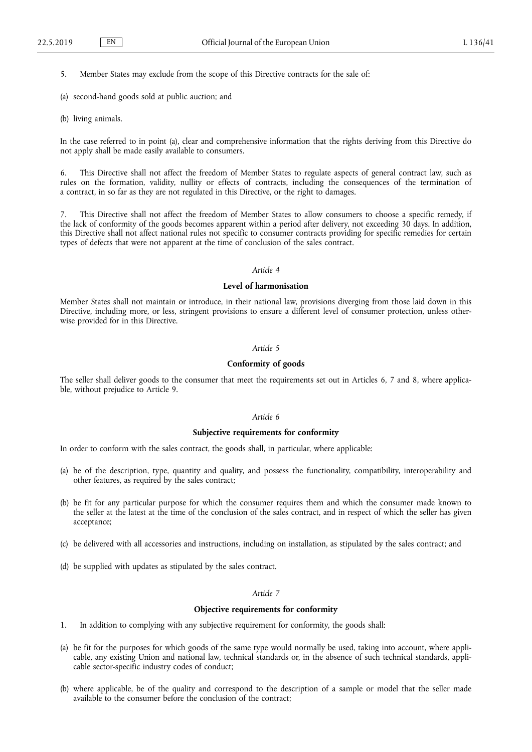5. Member States may exclude from the scope of this Directive contracts for the sale of:

(a) second-hand goods sold at public auction; and

(b) living animals.

In the case referred to in point (a), clear and comprehensive information that the rights deriving from this Directive do not apply shall be made easily available to consumers.

6. This Directive shall not affect the freedom of Member States to regulate aspects of general contract law, such as rules on the formation, validity, nullity or effects of contracts, including the consequences of the termination of a contract, in so far as they are not regulated in this Directive, or the right to damages.

7. This Directive shall not affect the freedom of Member States to allow consumers to choose a specific remedy, if the lack of conformity of the goods becomes apparent within a period after delivery, not exceeding 30 days. In addition, this Directive shall not affect national rules not specific to consumer contracts providing for specific remedies for certain types of defects that were not apparent at the time of conclusion of the sales contract.

*Article 4*

**Level of harmonisation**

Member States shall not maintain or introduce, in their national law, provisions diverging from those laid down in this Directive, including more, or less, stringent provisions to ensure a different level of consumer protection, unless otherwise provided for in this Directive.

*Article 5*

**Conformity of goods**

The seller shall deliver goods to the consumer that meet the requirements set out in Articles 6, 7 and 8, where applicable, without prejudice to Article 9.

*Article 6*

**Subjective requirements for conformity**

In order to conform with the sales contract, the goods shall, in particular, where applicable:

(a) be of the description, type, quantity and quality, and possess the functionality, compatibility, interoperability and other features, as required by the sales contract;

(b) be fit for any particular purpose for which the consumer requires them and which the consumer made known to the seller at the latest at the time of the conclusion of the sales contract, and in respect of which the seller has given acceptance;

(c) be delivered with all accessories and instructions, including on installation, as stipulated by the sales contract; and

(d) be supplied with updates as stipulated by the sales contract.

*Article 7*

**Objective requirements for conformity**

1. In addition to complying with any subjective requirement for conformity, the goods shall:

(a) be fit for the purposes for which goods of the same type would normally be used, taking into account, where applicable, any existing Union and national law, technical standards or, in the absence of such technical standards, applicable sector-specific industry codes of conduct;

(b) where applicable, be of the quality and correspond to the description of a sample or model that the seller made available to the consumer before the conclusion of the contract;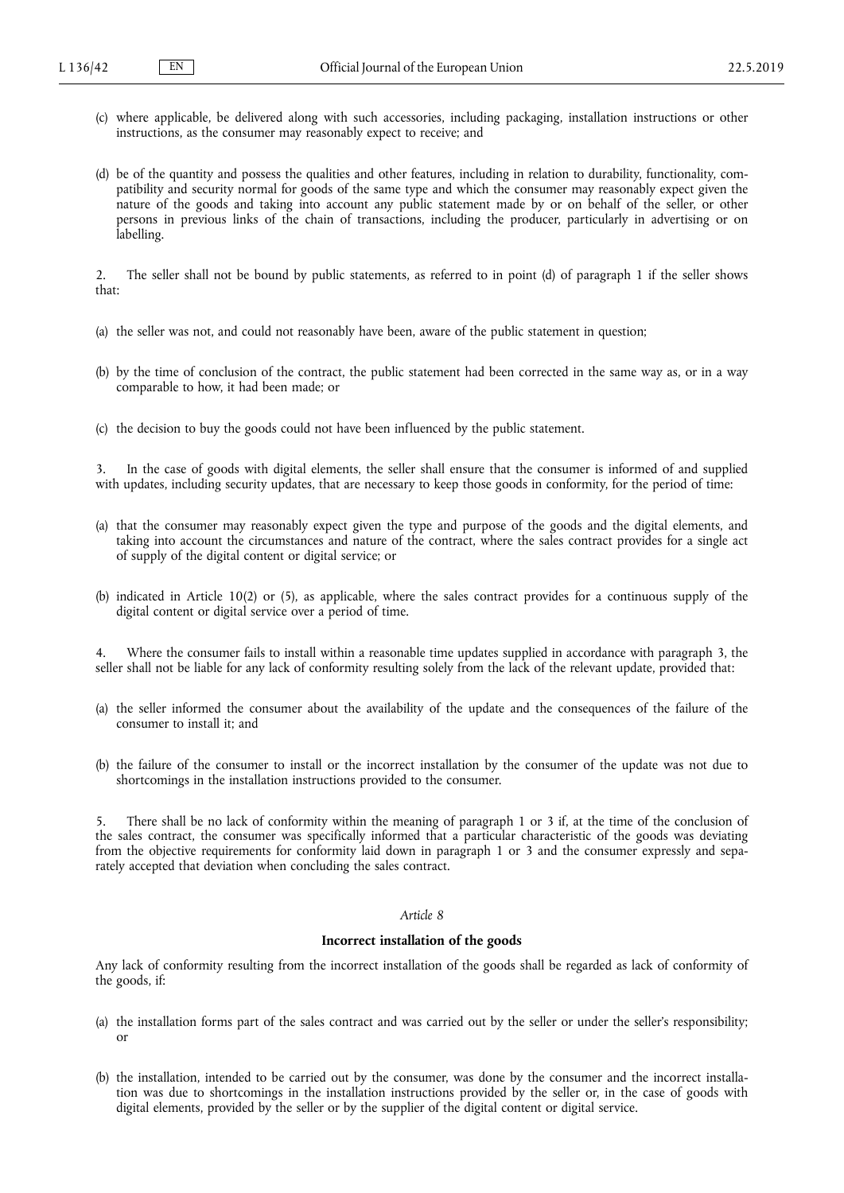(c) where applicable, be delivered along with such accessories, including packaging, installation instructions or other instructions, as the consumer may reasonably expect to receive; and

(d) be of the quantity and possess the qualities and other features, including in relation to durability, functionality, compatibility and security normal for goods of the same type and which the consumer may reasonably expect given the nature of the goods and taking into account any public statement made by or on behalf of the seller, or other persons in previous links of the chain of transactions, including the producer, particularly in advertising or on labelling.

2. The seller shall not be bound by public statements, as referred to in point (d) of paragraph 1 if the seller shows that:

(a) the seller was not, and could not reasonably have been, aware of the public statement in question;

(b) by the time of conclusion of the contract, the public statement had been corrected in the same way as, or in a way comparable to how, it had been made; or

(c) the decision to buy the goods could not have been influenced by the public statement.

3. In the case of goods with digital elements, the seller shall ensure that the consumer is informed of and supplied with updates, including security updates, that are necessary to keep those goods in conformity, for the period of time:

(a) that the consumer may reasonably expect given the type and purpose of the goods and the digital elements, and taking into account the circumstances and nature of the contract, where the sales contract provides for a single act of supply of the digital content or digital service; or

(b) indicated in Article 10(2) or (5), as applicable, where the sales contract provides for a continuous supply of the digital content or digital service over a period of time.

4. Where the consumer fails to install within a reasonable time updates supplied in accordance with paragraph 3, the seller shall not be liable for any lack of conformity resulting solely from the lack of the relevant update, provided that:

(a) the seller informed the consumer about the availability of the update and the consequences of the failure of the consumer to install it; and

(b) the failure of the consumer to install or the incorrect installation by the consumer of the update was not due to shortcomings in the installation instructions provided to the consumer.

5. There shall be no lack of conformity within the meaning of paragraph 1 or 3 if, at the time of the conclusion of the sales contract, the consumer was specifically informed that a particular characteristic of the goods was deviating from the objective requirements for conformity laid down in paragraph 1 or 3 and the consumer expressly and separately accepted that deviation when concluding the sales contract.

*Article 8*

**Incorrect installation of the goods**

Any lack of conformity resulting from the incorrect installation of the goods shall be regarded as lack of conformity of the goods, if:

(a) the installation forms part of the sales contract and was carried out by the seller or under the seller's responsibility; or

(b) the installation, intended to be carried out by the consumer, was done by the consumer and the incorrect installation was due to shortcomings in the installation instructions provided by the seller or, in the case of goods with digital elements, provided by the seller or by the supplier of the digital content or digital service.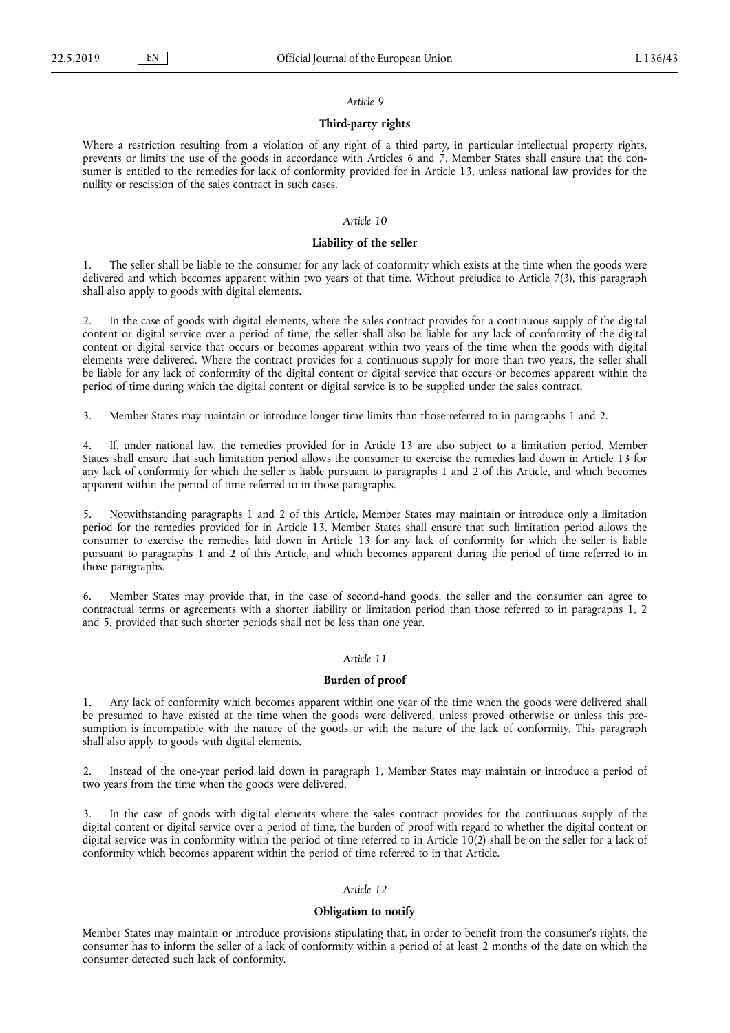*Article 9*

**Third-party rights**

Where a restriction resulting from a violation of any right of a third party, in particular intellectual property rights, prevents or limits the use of the goods in accordance with Articles 6 and 7, Member States shall ensure that the consumer is entitled to the remedies for lack of conformity provided for in Article 13, unless national law provides for the nullity or rescission of the sales contract in such cases.

*Article 10*

**Liability of the seller**

1. The seller shall be liable to the consumer for any lack of conformity which exists at the time when the goods were delivered and which becomes apparent within two years of that time. Without prejudice to Article 7(3), this paragraph shall also apply to goods with digital elements.

2. In the case of goods with digital elements, where the sales contract provides for a continuous supply of the digital content or digital service over a period of time, the seller shall also be liable for any lack of conformity of the digital content or digital service that occurs or becomes apparent within two years of the time when the goods with digital elements were delivered. Where the contract provides for a continuous supply for more than two years, the seller shall be liable for any lack of conformity of the digital content or digital service that occurs or becomes apparent within the period of time during which the digital content or digital service is to be supplied under the sales contract.

3. Member States may maintain or introduce longer time limits than those referred to in paragraphs 1 and 2.

4. If, under national law, the remedies provided for in Article 13 are also subject to a limitation period, Member States shall ensure that such limitation period allows the consumer to exercise the remedies laid down in Article 13 for any lack of conformity for which the seller is liable pursuant to paragraphs 1 and 2 of this Article, and which becomes apparent within the period of time referred to in those paragraphs.

5. Notwithstanding paragraphs 1 and 2 of this Article, Member States may maintain or introduce only a limitation period for the remedies provided for in Article 13. Member States shall ensure that such limitation period allows the consumer to exercise the remedies laid down in Article 13 for any lack of conformity for which the seller is liable pursuant to paragraphs 1 and 2 of this Article, and which becomes apparent during the period of time referred to in those paragraphs.

6. Member States may provide that, in the case of second-hand goods, the seller and the consumer can agree to contractual terms or agreements with a shorter liability or limitation period than those referred to in paragraphs 1, 2 and 5, provided that such shorter periods shall not be less than one year.

*Article 11*

**Burden of proof**

1. Any lack of conformity which becomes apparent within one year of the time when the goods were delivered shall be presumed to have existed at the time when the goods were delivered, unless proved otherwise or unless this presumption is incompatible with the nature of the goods or with the nature of the lack of conformity. This paragraph shall also apply to goods with digital elements.

2. Instead of the one-year period laid down in paragraph 1, Member States may maintain or introduce a period of two years from the time when the goods were delivered.

3. In the case of goods with digital elements where the sales contract provides for the continuous supply of the digital content or digital service over a period of time, the burden of proof with regard to whether the digital content or digital service was in conformity within the period of time referred to in Article 10(2) shall be on the seller for a lack of conformity which becomes apparent within the period of time referred to in that Article.

*Article 12*

**Obligation to notify**

Member States may maintain or introduce provisions stipulating that, in order to benefit from the consumer's rights, the consumer has to inform the seller of a lack of conformity within a period of at least 2 months of the date on which the consumer detected such lack of conformity.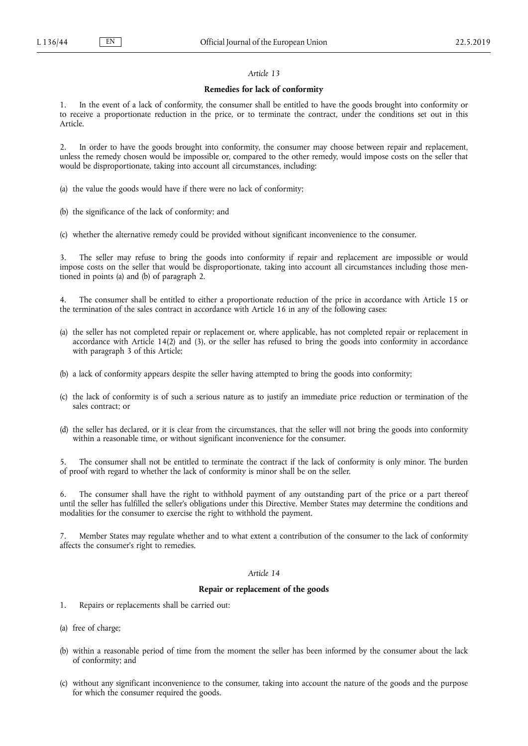*Article 13*

**Remedies for lack of conformity**

1. In the event of a lack of conformity, the consumer shall be entitled to have the goods brought into conformity or to receive a proportionate reduction in the price, or to terminate the contract, under the conditions set out in this Article.

2. In order to have the goods brought into conformity, the consumer may choose between repair and replacement, unless the remedy chosen would be impossible or, compared to the other remedy, would impose costs on the seller that would be disproportionate, taking into account all circumstances, including:

(a) the value the goods would have if there were no lack of conformity;

(b) the significance of the lack of conformity; and

(c) whether the alternative remedy could be provided without significant inconvenience to the consumer.

3. The seller may refuse to bring the goods into conformity if repair and replacement are impossible or would impose costs on the seller that would be disproportionate, taking into account all circumstances including those mentioned in points (a) and (b) of paragraph 2.

4. The consumer shall be entitled to either a proportionate reduction of the price in accordance with Article 15 or the termination of the sales contract in accordance with Article 16 in any of the following cases:

(a) the seller has not completed repair or replacement or, where applicable, has not completed repair or replacement in accordance with Article 14(2) and (3), or the seller has refused to bring the goods into conformity in accordance with paragraph 3 of this Article;

(b) a lack of conformity appears despite the seller having attempted to bring the goods into conformity;

(c) the lack of conformity is of such a serious nature as to justify an immediate price reduction or termination of the sales contract; or

(d) the seller has declared, or it is clear from the circumstances, that the seller will not bring the goods into conformity within a reasonable time, or without significant inconvenience for the consumer.

5. The consumer shall not be entitled to terminate the contract if the lack of conformity is only minor. The burden of proof with regard to whether the lack of conformity is minor shall be on the seller.

6. The consumer shall have the right to withhold payment of any outstanding part of the price or a part thereof until the seller has fulfilled the seller's obligations under this Directive. Member States may determine the conditions and modalities for the consumer to exercise the right to withhold the payment.

7. Member States may regulate whether and to what extent a contribution of the consumer to the lack of conformity affects the consumer's right to remedies.

*Article 14*

**Repair or replacement of the goods**

1. Repairs or replacements shall be carried out:

(a) free of charge;

(b) within a reasonable period of time from the moment the seller has been informed by the consumer about the lack of conformity; and

(c) without any significant inconvenience to the consumer, taking into account the nature of the goods and the purpose for which the consumer required the goods.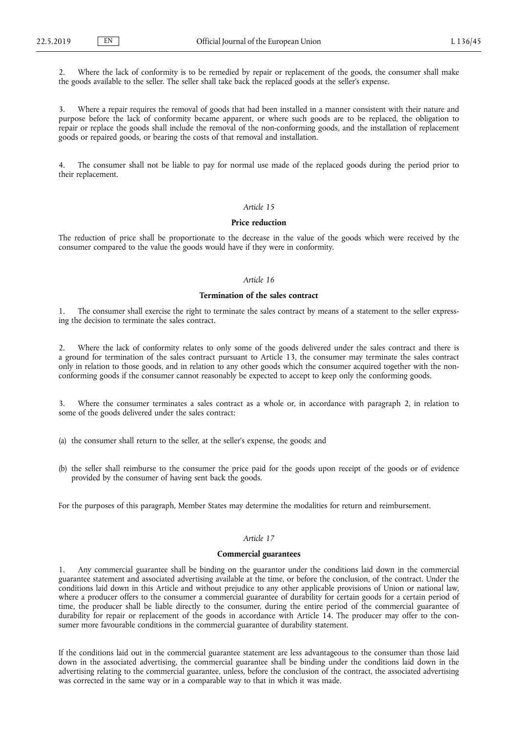2. Where the lack of conformity is to be remedied by repair or replacement of the goods, the consumer shall make the goods available to the seller. The seller shall take back the replaced goods at the seller's expense.

3. Where a repair requires the removal of goods that had been installed in a manner consistent with their nature and purpose before the lack of conformity became apparent, or where such goods are to be replaced, the obligation to repair or replace the goods shall include the removal of the non-conforming goods, and the installation of replacement goods or repaired goods, or bearing the costs of that removal and installation.

4. The consumer shall not be liable to pay for normal use made of the replaced goods during the period prior to their replacement.

*Article 15*

**Price reduction**

The reduction of price shall be proportionate to the decrease in the value of the goods which were received by the consumer compared to the value the goods would have if they were in conformity.

*Article 16*

**Termination of the sales contract**

1. The consumer shall exercise the right to terminate the sales contract by means of a statement to the seller expressing the decision to terminate the sales contract.

2. Where the lack of conformity relates to only some of the goods delivered under the sales contract and there is a ground for termination of the sales contract pursuant to Article 13, the consumer may terminate the sales contract only in relation to those goods, and in relation to any other goods which the consumer acquired together with the non-conforming goods if the consumer cannot reasonably be expected to accept to keep only the conforming goods.

3. Where the consumer terminates a sales contract as a whole or, in accordance with paragraph 2, in relation to some of the goods delivered under the sales contract:

(a) the consumer shall return to the seller, at the seller's expense, the goods; and

(b) the seller shall reimburse to the consumer the price paid for the goods upon receipt of the goods or of evidence provided by the consumer of having sent back the goods.

For the purposes of this paragraph, Member States may determine the modalities for return and reimbursement.

*Article 17*

**Commercial guarantees**

1. Any commercial guarantee shall be binding on the guarantor under the conditions laid down in the commercial guarantee statement and associated advertising available at the time, or before the conclusion, of the contract. Under the conditions laid down in this Article and without prejudice to any other applicable provisions of Union or national law, where a producer offers to the consumer a commercial guarantee of durability for certain goods for a certain period of time, the producer shall be liable directly to the consumer, during the entire period of the commercial guarantee of durability for repair or replacement of the goods in accordance with Article 14. The producer may offer to the consumer more favourable conditions in the commercial guarantee of durability statement.

If the conditions laid out in the commercial guarantee statement are less advantageous to the consumer than those laid down in the associated advertising, the commercial guarantee shall be binding under the conditions laid down in the advertising relating to the commercial guarantee, unless, before the conclusion of the contract, the associated advertising was corrected in the same way or in a comparable way to that in which it was made.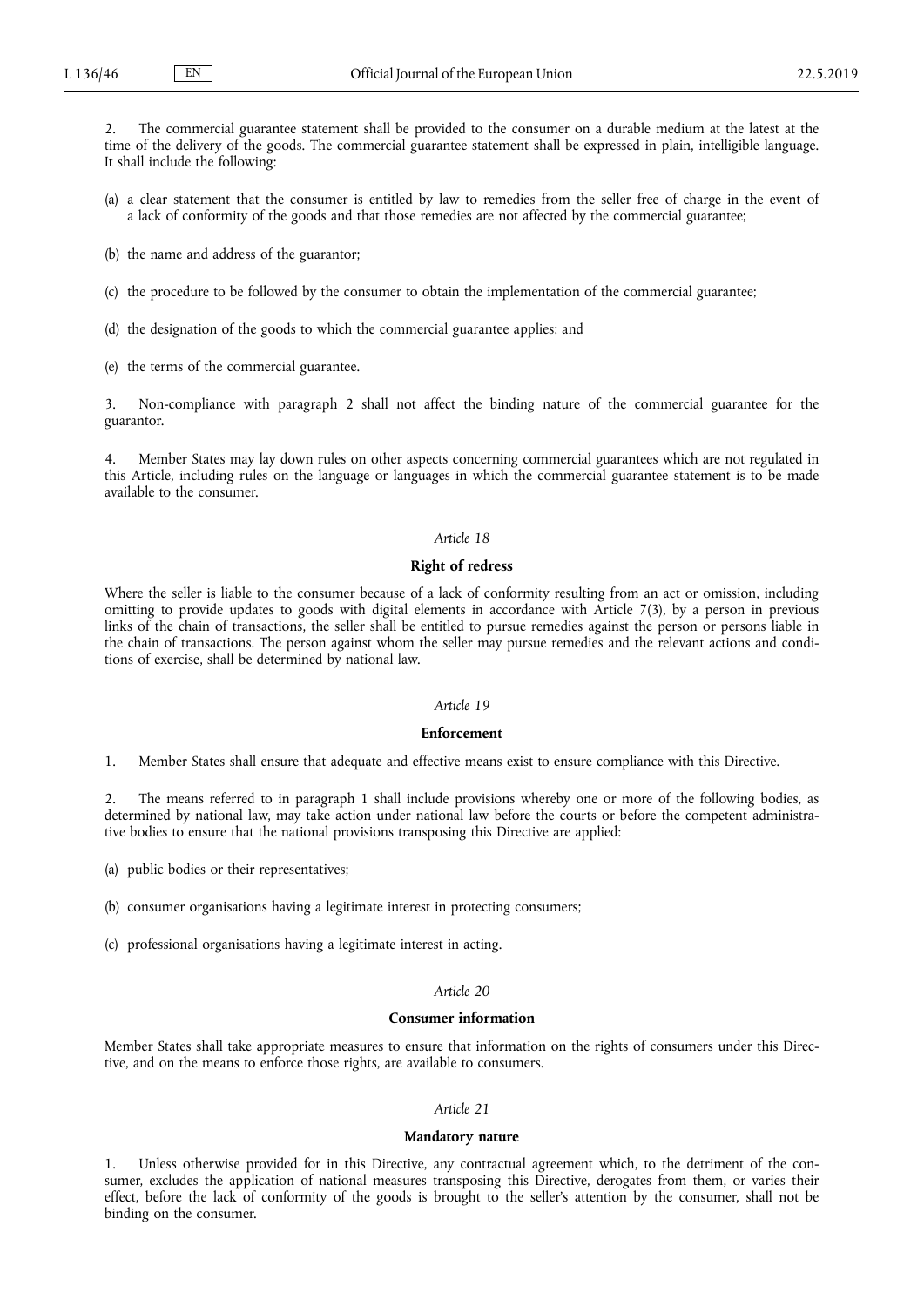2. The commercial guarantee statement shall be provided to the consumer on a durable medium at the latest at the time of the delivery of the goods. The commercial guarantee statement shall be expressed in plain, intelligible language. It shall include the following:

(a) a clear statement that the consumer is entitled by law to remedies from the seller free of charge in the event of a lack of conformity of the goods and that those remedies are not affected by the commercial guarantee;

(b) the name and address of the guarantor;

(c) the procedure to be followed by the consumer to obtain the implementation of the commercial guarantee;

(d) the designation of the goods to which the commercial guarantee applies; and

(e) the terms of the commercial guarantee.

3. Non-compliance with paragraph 2 shall not affect the binding nature of the commercial guarantee for the guarantor.

4. Member States may lay down rules on other aspects concerning commercial guarantees which are not regulated in this Article, including rules on the language or languages in which the commercial guarantee statement is to be made available to the consumer.

*Article 18*

**Right of redress**

Where the seller is liable to the consumer because of a lack of conformity resulting from an act or omission, including omitting to provide updates to goods with digital elements in accordance with Article 7(3), by a person in previous links of the chain of transactions, the seller shall be entitled to pursue remedies against the person or persons liable in the chain of transactions. The person against whom the seller may pursue remedies and the relevant actions and conditions of exercise, shall be determined by national law.

*Article 19*

**Enforcement**

1. Member States shall ensure that adequate and effective means exist to ensure compliance with this Directive.

2. The means referred to in paragraph 1 shall include provisions whereby one or more of the following bodies, as determined by national law, may take action under national law before the courts or before the competent administrative bodies to ensure that the national provisions transposing this Directive are applied:

(a) public bodies or their representatives;

(b) consumer organisations having a legitimate interest in protecting consumers;

(c) professional organisations having a legitimate interest in acting.

*Article 20*

**Consumer information**

Member States shall take appropriate measures to ensure that information on the rights of consumers under this Directive, and on the means to enforce those rights, are available to consumers.

*Article 21*

**Mandatory nature**

1. Unless otherwise provided for in this Directive, any contractual agreement which, to the detriment of the consumer, excludes the application of national measures transposing this Directive, derogates from them, or varies their effect, before the lack of conformity of the goods is brought to the seller's attention by the consumer, shall not be binding on the consumer.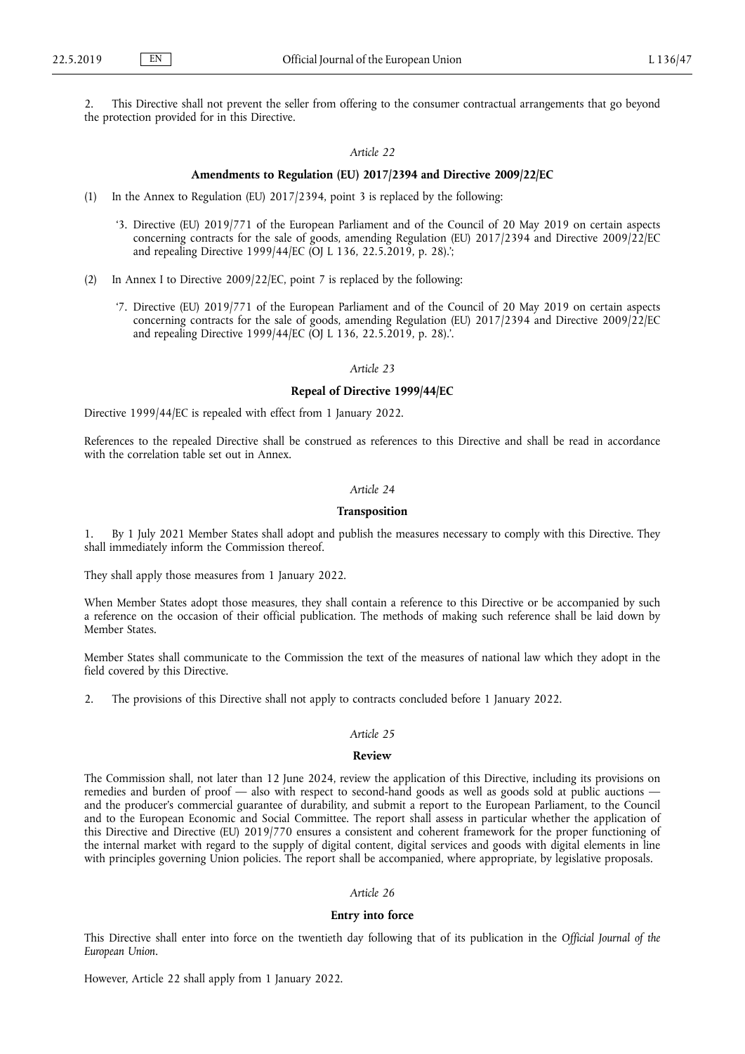2. This Directive shall not prevent the seller from offering to the consumer contractual arrangements that go beyond the protection provided for in this Directive.

*Article 22*

**Amendments to Regulation (EU) 2017/2394 and Directive 2009/22/EC**

(1) In the Annex to Regulation (EU) 2017/2394, point 3 is replaced by the following:

'3. Directive (EU) 2019/771 of the European Parliament and of the Council of 20 May 2019 on certain aspects concerning contracts for the sale of goods, amending Regulation (EU) 2017/2394 and Directive 2009/22/EC and repealing Directive 1999/44/EC (OJ L 136, 22.5.2019, p. 28).';

(2) In Annex I to Directive 2009/22/EC, point 7 is replaced by the following:

'7. Directive (EU) 2019/771 of the European Parliament and of the Council of 20 May 2019 on certain aspects concerning contracts for the sale of goods, amending Regulation (EU) 2017/2394 and Directive 2009/22/EC and repealing Directive 1999/44/EC (OJ L 136, 22.5.2019, p. 28).'.

*Article 23*

**Repeal of Directive 1999/44/EC**

Directive 1999/44/EC is repealed with effect from 1 January 2022.

References to the repealed Directive shall be construed as references to this Directive and shall be read in accordance with the correlation table set out in Annex.

*Article 24*

**Transposition**

1. By 1 July 2021 Member States shall adopt and publish the measures necessary to comply with this Directive. They shall immediately inform the Commission thereof.

They shall apply those measures from 1 January 2022.

When Member States adopt those measures, they shall contain a reference to this Directive or be accompanied by such a reference on the occasion of their official publication. The methods of making such reference shall be laid down by Member States.

Member States shall communicate to the Commission the text of the measures of national law which they adopt in the field covered by this Directive.

2. The provisions of this Directive shall not apply to contracts concluded before 1 January 2022.

*Article 25*

**Review**

The Commission shall, not later than 12 June 2024, review the application of this Directive, including its provisions on remedies and burden of proof — also with respect to second-hand goods as well as goods sold at public auctions — and the producer's commercial guarantee of durability, and submit a report to the European Parliament, to the Council and to the European Economic and Social Committee. The report shall assess in particular whether the application of this Directive and Directive (EU) 2019/770 ensures a consistent and coherent framework for the proper functioning of the internal market with regard to the supply of digital content, digital services and goods with digital elements in line with principles governing Union policies. The report shall be accompanied, where appropriate, by legislative proposals.

*Article 26*

**Entry into force**

This Directive shall enter into force on the twentieth day following that of its publication in the *Official Journal of the European Union*.

However, Article 22 shall apply from 1 January 2022.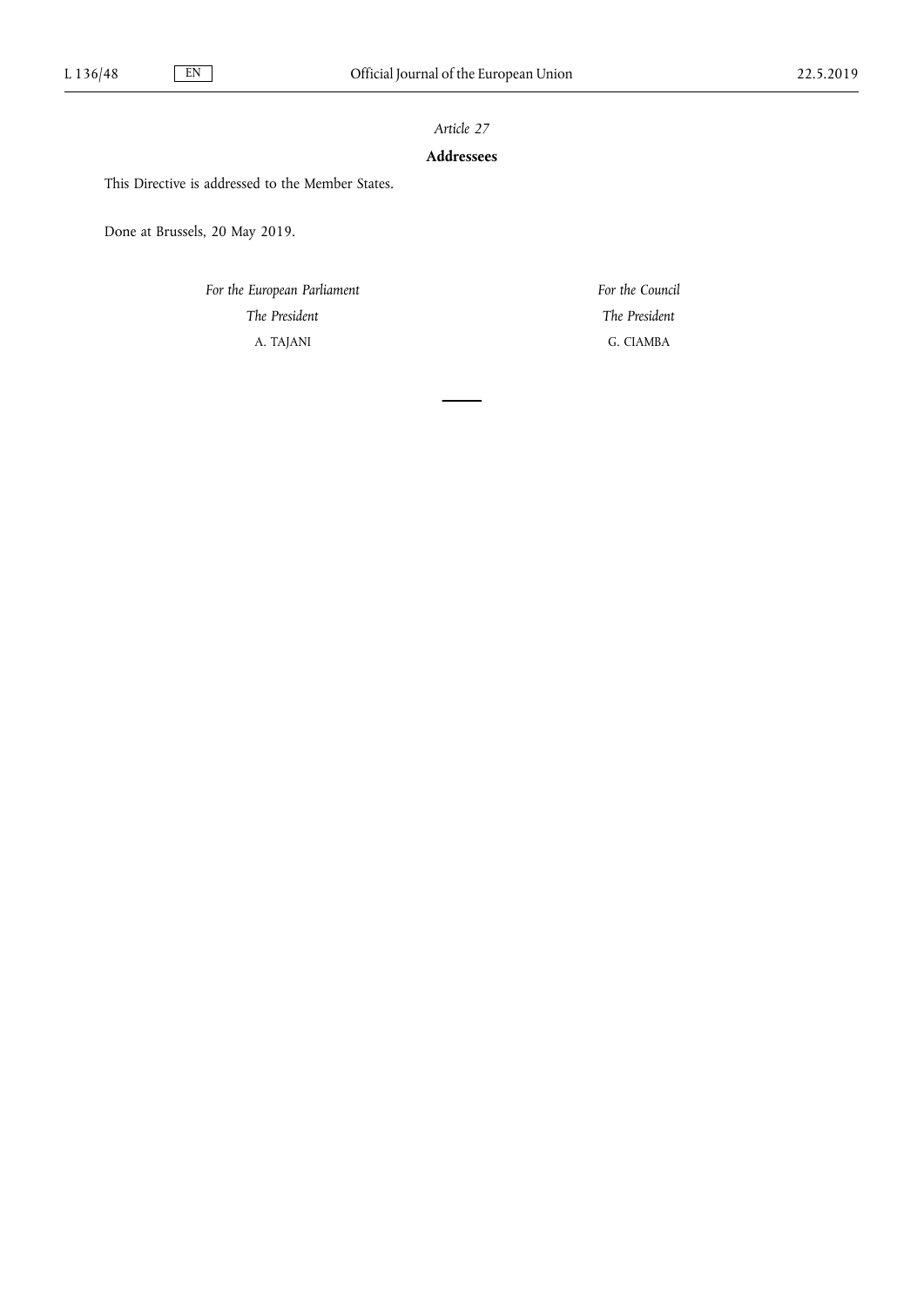*Article 27*

**Addressees**

This Directive is addressed to the Member States.

Done at Brussels, 20 May 2019.

*For the European Parliament*

*The President*

A. TAJANI

*For the Council*

*The President*

G. CIAMBA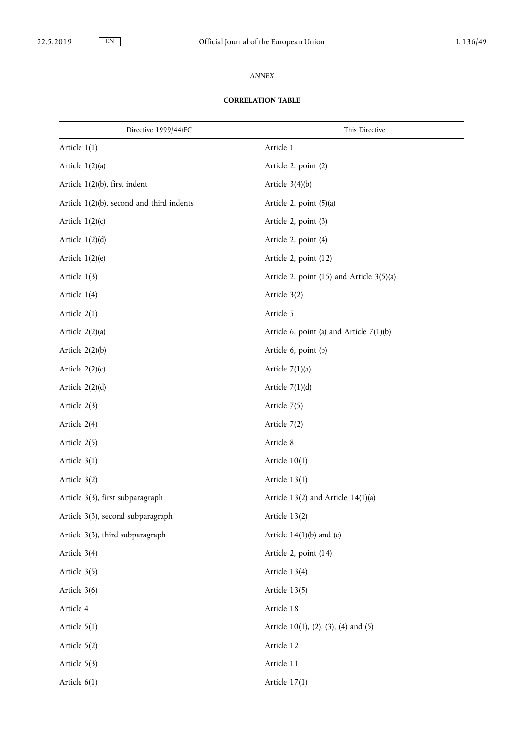*ANNEX*

**CORRELATION TABLE**

| Directive 1999/44/EC | This Directive |
|---|---|
| Article 1(1) | Article 1 |
| Article 1(2)(a) | Article 2, point (2) |
| Article 1(2)(b), first indent | Article 3(4)(b) |
| Article 1(2)(b), second and third indents | Article 2, point (5)(a) |
| Article 1(2)(c) | Article 2, point (3) |
| Article 1(2)(d) | Article 2, point (4) |
| Article 1(2)(e) | Article 2, point (12) |
| Article 1(3) | Article 2, point (15) and Article 3(5)(a) |
| Article 1(4) | Article 3(2) |
| Article 2(1) | Article 5 |
| Article 2(2)(a) | Article 6, point (a) and Article 7(1)(b) |
| Article 2(2)(b) | Article 6, point (b) |
| Article 2(2)(c) | Article 7(1)(a) |
| Article 2(2)(d) | Article 7(1)(d) |
| Article 2(3) | Article 7(5) |
| Article 2(4) | Article 7(2) |
| Article 2(5) | Article 8 |
| Article 3(1) | Article 10(1) |
| Article 3(2) | Article 13(1) |
| Article 3(3), first subparagraph | Article 13(2) and Article 14(1)(a) |
| Article 3(3), second subparagraph | Article 13(2) |
| Article 3(3), third subparagraph | Article 14(1)(b) and (c) |
| Article 3(4) | Article 2, point (14) |
| Article 3(5) | Article 13(4) |
| Article 3(6) | Article 13(5) |
| Article 4 | Article 18 |
| Article 5(1) | Article 10(1), (2), (3), (4) and (5) |
| Article 5(2) | Article 12 |
| Article 5(3) | Article 11 |
| Article 6(1) | Article 17(1) |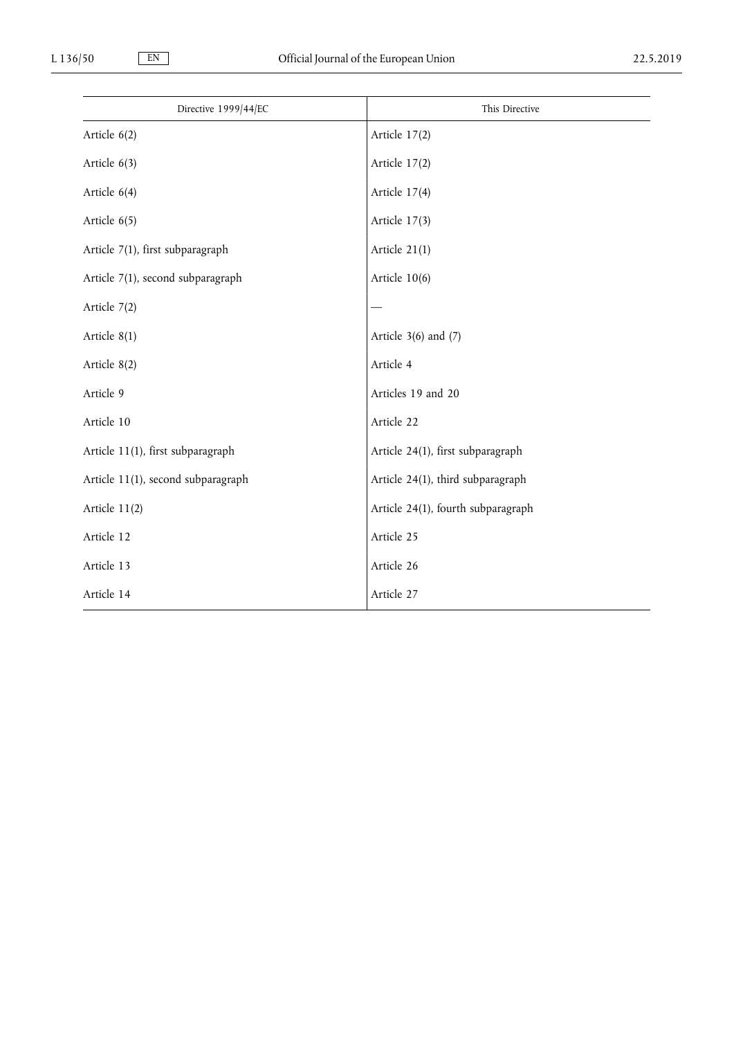| Directive 1999/44/EC | This Directive |
|---|---|
| Article 6(2) | Article 17(2) |
| Article 6(3) | Article 17(2) |
| Article 6(4) | Article 17(4) |
| Article 6(5) | Article 17(3) |
| Article 7(1), first subparagraph | Article 21(1) |
| Article 7(1), second subparagraph | Article 10(6) |
| Article 7(2) | — |
| Article 8(1) | Article 3(6) and (7) |
| Article 8(2) | Article 4 |
| Article 9 | Articles 19 and 20 |
| Article 10 | Article 22 |
| Article 11(1), first subparagraph | Article 24(1), first subparagraph |
| Article 11(1), second subparagraph | Article 24(1), third subparagraph |
| Article 11(2) | Article 24(1), fourth subparagraph |
| Article 12 | Article 25 |
| Article 13 | Article 26 |
| Article 14 | Article 27 |